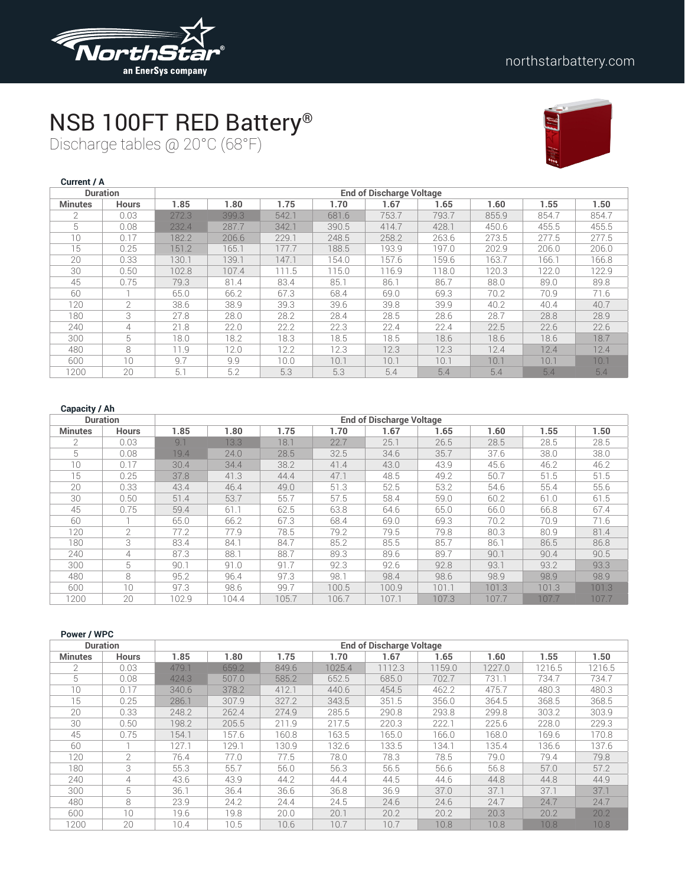NorthStar®
an EnerSys company

northstarbattery.com

# NSB 100FT RED Battery®

Discharge tables @ 20°C (68°F)

### Current / A

| Duration | | End of Discharge Voltage | | | | | | | | |
|---|---|---|---|---|---|---|---|---|---|---|
| Minutes | Hours | 1.85 | 1.80 | 1.75 | 1.70 | 1.67 | 1.65 | 1.60 | 1.55 | 1.50 |
| 2 | 0.03 | 272.3 | 399.3 | 542.1 | 681.6 | 753.7 | 793.7 | 855.9 | 854.7 | 854.7 |
| 5 | 0.08 | 232.4 | 287.7 | 342.1 | 390.5 | 414.7 | 428.1 | 450.6 | 455.5 | 455.5 |
| 10 | 0.17 | 182.2 | 206.6 | 229.1 | 248.5 | 258.2 | 263.6 | 273.5 | 277.5 | 277.5 |
| 15 | 0.25 | 151.2 | 165.1 | 177.7 | 188.5 | 193.9 | 197.0 | 202.9 | 206.0 | 206.0 |
| 20 | 0.33 | 130.1 | 139.1 | 147.1 | 154.0 | 157.6 | 159.6 | 163.7 | 166.1 | 166.8 |
| 30 | 0.50 | 102.8 | 107.4 | 111.5 | 115.0 | 116.9 | 118.0 | 120.3 | 122.0 | 122.9 |
| 45 | 0.75 | 79.3 | 81.4 | 83.4 | 85.1 | 86.1 | 86.7 | 88.0 | 89.0 | 89.8 |
| 60 | 1 | 65.0 | 66.2 | 67.3 | 68.4 | 69.0 | 69.3 | 70.2 | 70.9 | 71.6 |
| 120 | 2 | 38.6 | 38.9 | 39.3 | 39.6 | 39.8 | 39.9 | 40.2 | 40.4 | 40.7 |
| 180 | 3 | 27.8 | 28.0 | 28.2 | 28.4 | 28.5 | 28.6 | 28.7 | 28.8 | 28.9 |
| 240 | 4 | 21.8 | 22.0 | 22.2 | 22.3 | 22.4 | 22.4 | 22.5 | 22.6 | 22.6 |
| 300 | 5 | 18.0 | 18.2 | 18.3 | 18.5 | 18.5 | 18.6 | 18.6 | 18.6 | 18.7 |
| 480 | 8 | 11.9 | 12.0 | 12.2 | 12.3 | 12.3 | 12.3 | 12.4 | 12.4 | 12.4 |
| 600 | 10 | 9.7 | 9.9 | 10.0 | 10.1 | 10.1 | 10.1 | 10.1 | 10.1 | 10.1 |
| 1200 | 20 | 5.1 | 5.2 | 5.3 | 5.3 | 5.4 | 5.4 | 5.4 | 5.4 | 5.4 |

### Capacity / Ah

| Duration | | End of Discharge Voltage | | | | | | | | |
|---|---|---|---|---|---|---|---|---|---|---|
| Minutes | Hours | 1.85 | 1.80 | 1.75 | 1.70 | 1.67 | 1.65 | 1.60 | 1.55 | 1.50 |
| 2 | 0.03 | 9.1 | 13.3 | 18.1 | 22.7 | 25.1 | 26.5 | 28.5 | 28.5 | 28.5 |
| 5 | 0.08 | 19.4 | 24.0 | 28.5 | 32.5 | 34.6 | 35.7 | 37.6 | 38.0 | 38.0 |
| 10 | 0.17 | 30.4 | 34.4 | 38.2 | 41.4 | 43.0 | 43.9 | 45.6 | 46.2 | 46.2 |
| 15 | 0.25 | 37.8 | 41.3 | 44.4 | 47.1 | 48.5 | 49.2 | 50.7 | 51.5 | 51.5 |
| 20 | 0.33 | 43.4 | 46.4 | 49.0 | 51.3 | 52.5 | 53.2 | 54.6 | 55.4 | 55.6 |
| 30 | 0.50 | 51.4 | 53.7 | 55.7 | 57.5 | 58.4 | 59.0 | 60.2 | 61.0 | 61.5 |
| 45 | 0.75 | 59.4 | 61.1 | 62.5 | 63.8 | 64.6 | 65.0 | 66.0 | 66.8 | 67.4 |
| 60 | 1 | 65.0 | 66.2 | 67.3 | 68.4 | 69.0 | 69.3 | 70.2 | 70.9 | 71.6 |
| 120 | 2 | 77.2 | 77.9 | 78.5 | 79.2 | 79.5 | 79.8 | 80.3 | 80.9 | 81.4 |
| 180 | 3 | 83.4 | 84.1 | 84.7 | 85.2 | 85.5 | 85.7 | 86.1 | 86.5 | 86.8 |
| 240 | 4 | 87.3 | 88.1 | 88.7 | 89.3 | 89.6 | 89.7 | 90.1 | 90.4 | 90.5 |
| 300 | 5 | 90.1 | 91.0 | 91.7 | 92.3 | 92.6 | 92.8 | 93.1 | 93.2 | 93.3 |
| 480 | 8 | 95.2 | 96.4 | 97.3 | 98.1 | 98.4 | 98.6 | 98.9 | 98.9 | 98.9 |
| 600 | 10 | 97.3 | 98.6 | 99.7 | 100.5 | 100.9 | 101.1 | 101.3 | 101.3 | 101.3 |
| 1200 | 20 | 102.9 | 104.4 | 105.7 | 106.7 | 107.1 | 107.3 | 107.7 | 107.7 | 107.7 |

### Power / WPC

| Duration | | End of Discharge Voltage | | | | | | | | |
|---|---|---|---|---|---|---|---|---|---|---|
| Minutes | Hours | 1.85 | 1.80 | 1.75 | 1.70 | 1.67 | 1.65 | 1.60 | 1.55 | 1.50 |
| 2 | 0.03 | 479.1 | 659.2 | 849.6 | 1025.4 | 1112.3 | 1159.0 | 1227.0 | 1216.5 | 1216.5 |
| 5 | 0.08 | 424.3 | 507.0 | 585.2 | 652.5 | 685.0 | 702.7 | 731.1 | 734.7 | 734.7 |
| 10 | 0.17 | 340.6 | 378.2 | 412.1 | 440.6 | 454.5 | 462.2 | 475.7 | 480.3 | 480.3 |
| 15 | 0.25 | 286.1 | 307.9 | 327.2 | 343.5 | 351.5 | 356.0 | 364.5 | 368.5 | 368.5 |
| 20 | 0.33 | 248.2 | 262.4 | 274.9 | 285.5 | 290.8 | 293.8 | 299.8 | 303.2 | 303.9 |
| 30 | 0.50 | 198.2 | 205.5 | 211.9 | 217.5 | 220.3 | 222.1 | 225.6 | 228.0 | 229.3 |
| 45 | 0.75 | 154.1 | 157.6 | 160.8 | 163.5 | 165.0 | 166.0 | 168.0 | 169.6 | 170.8 |
| 60 | 1 | 127.1 | 129.1 | 130.9 | 132.6 | 133.5 | 134.1 | 135.4 | 136.6 | 137.6 |
| 120 | 2 | 76.4 | 77.0 | 77.5 | 78.0 | 78.3 | 78.5 | 79.0 | 79.4 | 79.8 |
| 180 | 3 | 55.3 | 55.7 | 56.0 | 56.3 | 56.5 | 56.6 | 56.8 | 57.0 | 57.2 |
| 240 | 4 | 43.6 | 43.9 | 44.2 | 44.4 | 44.5 | 44.6 | 44.8 | 44.8 | 44.9 |
| 300 | 5 | 36.1 | 36.4 | 36.6 | 36.8 | 36.9 | 37.0 | 37.1 | 37.1 | 37.1 |
| 480 | 8 | 23.9 | 24.2 | 24.4 | 24.5 | 24.6 | 24.6 | 24.7 | 24.7 | 24.7 |
| 600 | 10 | 19.6 | 19.8 | 20.0 | 20.1 | 20.2 | 20.2 | 20.3 | 20.2 | 20.2 |
| 1200 | 20 | 10.4 | 10.5 | 10.6 | 10.7 | 10.7 | 10.8 | 10.8 | 10.8 | 10.8 |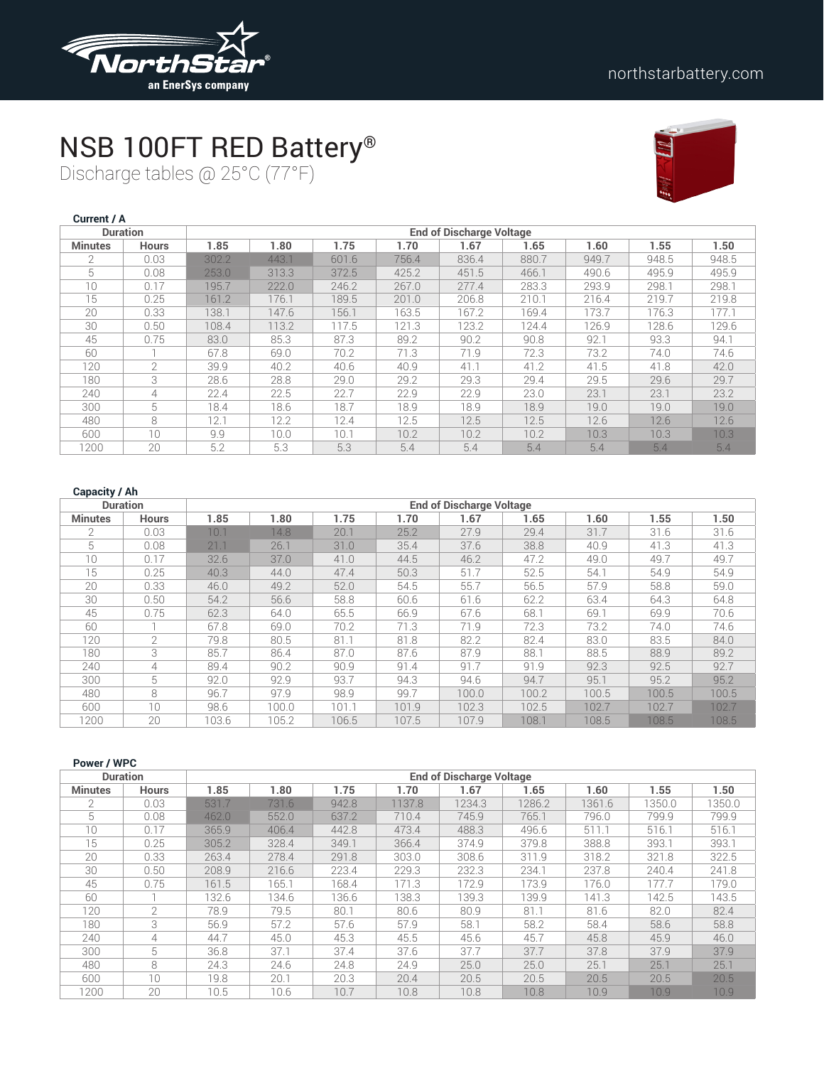# NSB 100FT RED Battery®

Discharge tables @ 25°C (77°F)

**Current / A**

| Duration | | End of Discharge Voltage | | | | | | | | |
|---|---|---|---|---|---|---|---|---|---|---|
| Minutes | Hours | 1.85 | 1.80 | 1.75 | 1.70 | 1.67 | 1.65 | 1.60 | 1.55 | 1.50 |
| 2 | 0.03 | 302.2 | 443.1 | 601.6 | 756.4 | 836.4 | 880.7 | 949.7 | 948.5 | 948.5 |
| 5 | 0.08 | 253.0 | 313.3 | 372.5 | 425.2 | 451.5 | 466.1 | 490.6 | 495.9 | 495.9 |
| 10 | 0.17 | 195.7 | 222.0 | 246.2 | 267.0 | 277.4 | 283.3 | 293.9 | 298.1 | 298.1 |
| 15 | 0.25 | 161.2 | 176.1 | 189.5 | 201.0 | 206.8 | 210.1 | 216.4 | 219.7 | 219.8 |
| 20 | 0.33 | 138.1 | 147.6 | 156.1 | 163.5 | 167.2 | 169.4 | 173.7 | 176.3 | 177.1 |
| 30 | 0.50 | 108.4 | 113.2 | 117.5 | 121.3 | 123.2 | 124.4 | 126.9 | 128.6 | 129.6 |
| 45 | 0.75 | 83.0 | 85.3 | 87.3 | 89.2 | 90.2 | 90.8 | 92.1 | 93.3 | 94.1 |
| 60 | 1 | 67.8 | 69.0 | 70.2 | 71.3 | 71.9 | 72.3 | 73.2 | 74.0 | 74.6 |
| 120 | 2 | 39.9 | 40.2 | 40.6 | 40.9 | 41.1 | 41.2 | 41.5 | 41.8 | 42.0 |
| 180 | 3 | 28.6 | 28.8 | 29.0 | 29.2 | 29.3 | 29.4 | 29.5 | 29.6 | 29.7 |
| 240 | 4 | 22.4 | 22.5 | 22.7 | 22.9 | 22.9 | 23.0 | 23.1 | 23.1 | 23.2 |
| 300 | 5 | 18.4 | 18.6 | 18.7 | 18.9 | 18.9 | 18.9 | 19.0 | 19.0 | 19.0 |
| 480 | 8 | 12.1 | 12.2 | 12.4 | 12.5 | 12.5 | 12.5 | 12.6 | 12.6 | 12.6 |
| 600 | 10 | 9.9 | 10.0 | 10.1 | 10.2 | 10.2 | 10.2 | 10.3 | 10.3 | 10.3 |
| 1200 | 20 | 5.2 | 5.3 | 5.3 | 5.4 | 5.4 | 5.4 | 5.4 | 5.4 | 5.4 |

**Capacity / Ah**

| Duration | | End of Discharge Voltage | | | | | | | | |
|---|---|---|---|---|---|---|---|---|---|---|
| Minutes | Hours | 1.85 | 1.80 | 1.75 | 1.70 | 1.67 | 1.65 | 1.60 | 1.55 | 1.50 |
| 2 | 0.03 | 10.1 | 14.8 | 20.1 | 25.2 | 27.9 | 29.4 | 31.7 | 31.6 | 31.6 |
| 5 | 0.08 | 21.1 | 26.1 | 31.0 | 35.4 | 37.6 | 38.8 | 40.9 | 41.3 | 41.3 |
| 10 | 0.17 | 32.6 | 37.0 | 41.0 | 44.5 | 46.2 | 47.2 | 49.0 | 49.7 | 49.7 |
| 15 | 0.25 | 40.3 | 44.0 | 47.4 | 50.3 | 51.7 | 52.5 | 54.1 | 54.9 | 54.9 |
| 20 | 0.33 | 46.0 | 49.2 | 52.0 | 54.5 | 55.7 | 56.5 | 57.9 | 58.8 | 59.0 |
| 30 | 0.50 | 54.2 | 56.6 | 58.8 | 60.6 | 61.6 | 62.2 | 63.4 | 64.3 | 64.8 |
| 45 | 0.75 | 62.3 | 64.0 | 65.5 | 66.9 | 67.6 | 68.1 | 69.1 | 69.9 | 70.6 |
| 60 | 1 | 67.8 | 69.0 | 70.2 | 71.3 | 71.9 | 72.3 | 73.2 | 74.0 | 74.6 |
| 120 | 2 | 79.8 | 80.5 | 81.1 | 81.8 | 82.2 | 82.4 | 83.0 | 83.5 | 84.0 |
| 180 | 3 | 85.7 | 86.4 | 87.0 | 87.6 | 87.9 | 88.1 | 88.5 | 88.9 | 89.2 |
| 240 | 4 | 89.4 | 90.2 | 90.9 | 91.4 | 91.7 | 91.9 | 92.3 | 92.5 | 92.7 |
| 300 | 5 | 92.0 | 92.9 | 93.7 | 94.3 | 94.6 | 94.7 | 95.1 | 95.2 | 95.2 |
| 480 | 8 | 96.7 | 97.9 | 98.9 | 99.7 | 100.0 | 100.2 | 100.5 | 100.5 | 100.5 |
| 600 | 10 | 98.6 | 100.0 | 101.1 | 101.9 | 102.3 | 102.5 | 102.7 | 102.7 | 102.7 |
| 1200 | 20 | 103.6 | 105.2 | 106.5 | 107.5 | 107.9 | 108.1 | 108.5 | 108.5 | 108.5 |

**Power / WPC**

| Duration | | End of Discharge Voltage | | | | | | | | |
|---|---|---|---|---|---|---|---|---|---|---|
| Minutes | Hours | 1.85 | 1.80 | 1.75 | 1.70 | 1.67 | 1.65 | 1.60 | 1.55 | 1.50 |
| 2 | 0.03 | 531.7 | 731.6 | 942.8 | 1137.8 | 1234.3 | 1286.2 | 1361.6 | 1350.0 | 1350.0 |
| 5 | 0.08 | 462.0 | 552.0 | 637.2 | 710.4 | 745.9 | 765.1 | 796.0 | 799.9 | 799.9 |
| 10 | 0.17 | 365.9 | 406.4 | 442.8 | 473.4 | 488.3 | 496.6 | 511.1 | 516.1 | 516.1 |
| 15 | 0.25 | 305.2 | 328.4 | 349.1 | 366.4 | 374.9 | 379.8 | 388.8 | 393.1 | 393.1 |
| 20 | 0.33 | 263.4 | 278.4 | 291.8 | 303.0 | 308.6 | 311.9 | 318.2 | 321.8 | 322.5 |
| 30 | 0.50 | 208.9 | 216.6 | 223.4 | 229.3 | 232.3 | 234.1 | 237.8 | 240.4 | 241.8 |
| 45 | 0.75 | 161.5 | 165.1 | 168.4 | 171.3 | 172.9 | 173.9 | 176.0 | 177.7 | 179.0 |
| 60 | 1 | 132.6 | 134.6 | 136.6 | 138.3 | 139.3 | 139.9 | 141.3 | 142.5 | 143.5 |
| 120 | 2 | 78.9 | 79.5 | 80.1 | 80.6 | 80.9 | 81.1 | 81.6 | 82.0 | 82.4 |
| 180 | 3 | 56.9 | 57.2 | 57.6 | 57.9 | 58.1 | 58.2 | 58.4 | 58.6 | 58.8 |
| 240 | 4 | 44.7 | 45.0 | 45.3 | 45.5 | 45.6 | 45.7 | 45.8 | 45.9 | 46.0 |
| 300 | 5 | 36.8 | 37.1 | 37.4 | 37.6 | 37.7 | 37.7 | 37.8 | 37.9 | 37.9 |
| 480 | 8 | 24.3 | 24.6 | 24.8 | 24.9 | 25.0 | 25.0 | 25.1 | 25.1 | 25.1 |
| 600 | 10 | 19.8 | 20.1 | 20.3 | 20.4 | 20.5 | 20.5 | 20.5 | 20.5 | 20.5 |
| 1200 | 20 | 10.5 | 10.6 | 10.7 | 10.8 | 10.8 | 10.8 | 10.9 | 10.9 | 10.9 |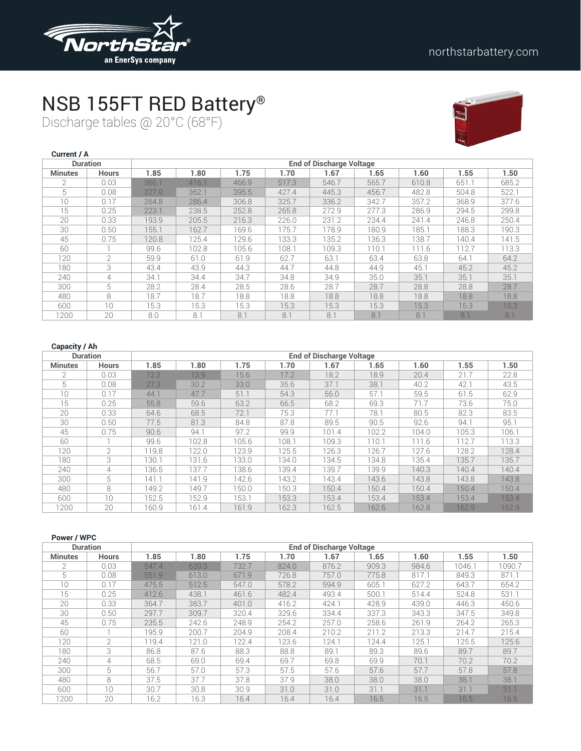NorthStar® an EnerSys company

northstarbattery.com

# NSB 155FT RED Battery®

Discharge tables @ 20°C (68°F)

**Current / A**

| Duration | | End of Discharge Voltage | | | | | | | | |
|---|---|---|---|---|---|---|---|---|---|---|
| **Minutes** | **Hours** | **1.85** | **1.80** | **1.75** | **1.70** | **1.67** | **1.65** | **1.60** | **1.55** | **1.50** |
| 2 | 0.03 | 366.1 | 416.1 | 466.9 | 517.3 | 546.7 | 565.7 | 610.8 | 651.1 | 685.2 |
| 5 | 0.08 | 327.9 | 362.1 | 395.5 | 427.4 | 445.3 | 456.7 | 482.8 | 504.8 | 522.1 |
| 10 | 0.17 | 264.8 | 286.4 | 306.8 | 325.7 | 336.2 | 342.7 | 357.2 | 368.9 | 377.6 |
| 15 | 0.25 | 223.1 | 238.5 | 252.8 | 265.8 | 272.9 | 277.3 | 286.9 | 294.5 | 299.8 |
| 20 | 0.33 | 193.9 | 205.5 | 216.3 | 226.0 | 231.2 | 234.4 | 241.4 | 246.8 | 250.4 |
| 30 | 0.50 | 155.1 | 162.7 | 169.6 | 175.7 | 178.9 | 180.9 | 185.1 | 188.3 | 190.3 |
| 45 | 0.75 | 120.8 | 125.4 | 129.6 | 133.3 | 135.2 | 136.3 | 138.7 | 140.4 | 141.5 |
| 60 | 1 | 99.6 | 102.8 | 105.6 | 108.1 | 109.3 | 110.1 | 111.6 | 112.7 | 113.3 |
| 120 | 2 | 59.9 | 61.0 | 61.9 | 62.7 | 63.1 | 63.4 | 63.8 | 64.1 | 64.2 |
| 180 | 3 | 43.4 | 43.9 | 44.3 | 44.7 | 44.8 | 44.9 | 45.1 | 45.2 | 45.2 |
| 240 | 4 | 34.1 | 34.4 | 34.7 | 34.8 | 34.9 | 35.0 | 35.1 | 35.1 | 35.1 |
| 300 | 5 | 28.2 | 28.4 | 28.5 | 28.6 | 28.7 | 28.7 | 28.8 | 28.8 | 28.7 |
| 480 | 8 | 18.7 | 18.7 | 18.8 | 18.8 | 18.8 | 18.8 | 18.8 | 18.8 | 18.8 |
| 600 | 10 | 15.3 | 15.3 | 15.3 | 15.3 | 15.3 | 15.3 | 15.3 | 15.3 | 15.3 |
| 1200 | 20 | 8.0 | 8.1 | 8.1 | 8.1 | 8.1 | 8.1 | 8.1 | 8.1 | 8.1 |

**Capacity / Ah**

| Duration | | End of Discharge Voltage | | | | | | | | |
|---|---|---|---|---|---|---|---|---|---|---|
| **Minutes** | **Hours** | **1.85** | **1.80** | **1.75** | **1.70** | **1.67** | **1.65** | **1.60** | **1.55** | **1.50** |
| 2 | 0.03 | 12.2 | 13.9 | 15.6 | 17.2 | 18.2 | 18.9 | 20.4 | 21.7 | 22.8 |
| 5 | 0.08 | 27.3 | 30.2 | 33.0 | 35.6 | 37.1 | 38.1 | 40.2 | 42.1 | 43.5 |
| 10 | 0.17 | 44.1 | 47.7 | 51.1 | 54.3 | 56.0 | 57.1 | 59.5 | 61.5 | 62.9 |
| 15 | 0.25 | 55.8 | 59.6 | 63.2 | 66.5 | 68.2 | 69.3 | 71.7 | 73.6 | 75.0 |
| 20 | 0.33 | 64.6 | 68.5 | 72.1 | 75.3 | 77.1 | 78.1 | 80.5 | 82.3 | 83.5 |
| 30 | 0.50 | 77.5 | 81.3 | 84.8 | 87.8 | 89.5 | 90.5 | 92.6 | 94.1 | 95.1 |
| 45 | 0.75 | 90.6 | 94.1 | 97.2 | 99.9 | 101.4 | 102.2 | 104.0 | 105.3 | 106.1 |
| 60 | 1 | 99.6 | 102.8 | 105.6 | 108.1 | 109.3 | 110.1 | 111.6 | 112.7 | 113.3 |
| 120 | 2 | 119.8 | 122.0 | 123.9 | 125.5 | 126.3 | 126.7 | 127.6 | 128.2 | 128.4 |
| 180 | 3 | 130.1 | 131.6 | 133.0 | 134.0 | 134.5 | 134.8 | 135.4 | 135.7 | 135.7 |
| 240 | 4 | 136.5 | 137.7 | 138.6 | 139.4 | 139.7 | 139.9 | 140.3 | 140.4 | 140.4 |
| 300 | 5 | 141.1 | 141.9 | 142.6 | 143.2 | 143.4 | 143.6 | 143.8 | 143.8 | 143.8 |
| 480 | 8 | 149.2 | 149.7 | 150.0 | 150.3 | 150.4 | 150.4 | 150.4 | 150.4 | 150.4 |
| 600 | 10 | 152.5 | 152.9 | 153.1 | 153.3 | 153.4 | 153.4 | 153.4 | 153.4 | 153.4 |
| 1200 | 20 | 160.9 | 161.4 | 161.9 | 162.3 | 162.5 | 162.6 | 162.8 | 162.9 | 162.9 |

**Power / WPC**

| Duration | | End of Discharge Voltage | | | | | | | | |
|---|---|---|---|---|---|---|---|---|---|---|
| **Minutes** | **Hours** | **1.85** | **1.80** | **1.75** | **1.70** | **1.67** | **1.65** | **1.60** | **1.55** | **1.50** |
| 2 | 0.03 | 547.4 | 639.3 | 732.7 | 824.0 | 876.2 | 909.3 | 984.6 | 1046.1 | 1090.7 |
| 5 | 0.08 | 551.9 | 613.0 | 671.9 | 726.8 | 757.0 | 775.8 | 817.1 | 849.3 | 871.1 |
| 10 | 0.17 | 475.5 | 512.5 | 547.0 | 578.2 | 594.9 | 605.1 | 627.2 | 643.7 | 654.2 |
| 15 | 0.25 | 412.6 | 438.1 | 461.6 | 482.4 | 493.4 | 500.1 | 514.4 | 524.8 | 531.1 |
| 20 | 0.33 | 364.7 | 383.7 | 401.0 | 416.2 | 424.1 | 428.9 | 439.0 | 446.3 | 450.6 |
| 30 | 0.50 | 297.7 | 309.7 | 320.4 | 329.6 | 334.4 | 337.3 | 343.3 | 347.5 | 349.8 |
| 45 | 0.75 | 235.5 | 242.6 | 248.9 | 254.2 | 257.0 | 258.6 | 261.9 | 264.2 | 265.3 |
| 60 | 1 | 195.9 | 200.7 | 204.9 | 208.4 | 210.2 | 211.2 | 213.3 | 214.7 | 215.4 |
| 120 | 2 | 119.4 | 121.0 | 122.4 | 123.6 | 124.1 | 124.4 | 125.1 | 125.5 | 125.6 |
| 180 | 3 | 86.8 | 87.6 | 88.3 | 88.8 | 89.1 | 89.3 | 89.6 | 89.7 | 89.7 |
| 240 | 4 | 68.5 | 69.0 | 69.4 | 69.7 | 69.8 | 69.9 | 70.1 | 70.2 | 70.2 |
| 300 | 5 | 56.7 | 57.0 | 57.3 | 57.5 | 57.6 | 57.6 | 57.7 | 57.8 | 57.8 |
| 480 | 8 | 37.5 | 37.7 | 37.8 | 37.9 | 38.0 | 38.0 | 38.0 | 38.1 | 38.1 |
| 600 | 10 | 30.7 | 30.8 | 30.9 | 31.0 | 31.0 | 31.1 | 31.1 | 31.1 | 31.1 |
| 1200 | 20 | 16.2 | 16.3 | 16.4 | 16.4 | 16.4 | 16.5 | 16.5 | 16.5 | 16.5 |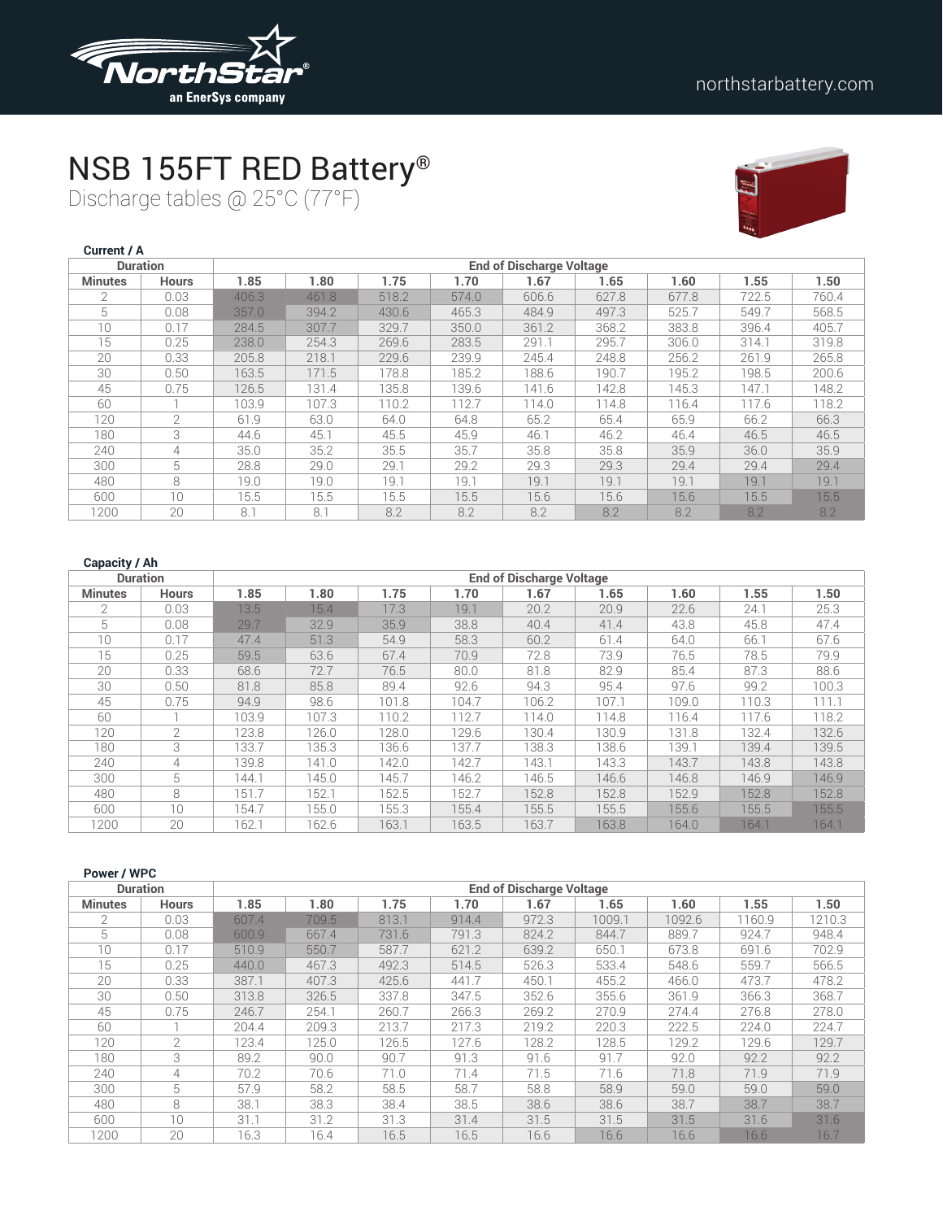# NSB 155FT RED Battery®

Discharge tables @ 25°C (77°F)

**Current / A**

| Duration | | End of Discharge Voltage | | | | | | | | |
|---|---|---|---|---|---|---|---|---|---|---|
| Minutes | Hours | 1.85 | 1.80 | 1.75 | 1.70 | 1.67 | 1.65 | 1.60 | 1.55 | 1.50 |
| 2 | 0.03 | 406.3 | 461.8 | 518.2 | 574.0 | 606.6 | 627.8 | 677.8 | 722.5 | 760.4 |
| 5 | 0.08 | 357.0 | 394.2 | 430.6 | 465.3 | 484.9 | 497.3 | 525.7 | 549.7 | 568.5 |
| 10 | 0.17 | 284.5 | 307.7 | 329.7 | 350.0 | 361.2 | 368.2 | 383.8 | 396.4 | 405.7 |
| 15 | 0.25 | 238.0 | 254.3 | 269.6 | 283.5 | 291.1 | 295.7 | 306.0 | 314.1 | 319.8 |
| 20 | 0.33 | 205.8 | 218.1 | 229.6 | 239.9 | 245.4 | 248.8 | 256.2 | 261.9 | 265.8 |
| 30 | 0.50 | 163.5 | 171.5 | 178.8 | 185.2 | 188.6 | 190.7 | 195.2 | 198.5 | 200.6 |
| 45 | 0.75 | 126.5 | 131.4 | 135.8 | 139.6 | 141.6 | 142.8 | 145.3 | 147.1 | 148.2 |
| 60 | 1 | 103.9 | 107.3 | 110.2 | 112.7 | 114.0 | 114.8 | 116.4 | 117.6 | 118.2 |
| 120 | 2 | 61.9 | 63.0 | 64.0 | 64.8 | 65.2 | 65.4 | 65.9 | 66.2 | 66.3 |
| 180 | 3 | 44.6 | 45.1 | 45.5 | 45.9 | 46.1 | 46.2 | 46.4 | 46.5 | 46.5 |
| 240 | 4 | 35.0 | 35.2 | 35.5 | 35.7 | 35.8 | 35.8 | 35.9 | 36.0 | 35.9 |
| 300 | 5 | 28.8 | 29.0 | 29.1 | 29.2 | 29.3 | 29.3 | 29.4 | 29.4 | 29.4 |
| 480 | 8 | 19.0 | 19.0 | 19.1 | 19.1 | 19.1 | 19.1 | 19.1 | 19.1 | 19.1 |
| 600 | 10 | 15.5 | 15.5 | 15.5 | 15.5 | 15.6 | 15.6 | 15.6 | 15.5 | 15.5 |
| 1200 | 20 | 8.1 | 8.1 | 8.2 | 8.2 | 8.2 | 8.2 | 8.2 | 8.2 | 8.2 |

**Capacity / Ah**

| Duration | | End of Discharge Voltage | | | | | | | | |
|---|---|---|---|---|---|---|---|---|---|---|
| Minutes | Hours | 1.85 | 1.80 | 1.75 | 1.70 | 1.67 | 1.65 | 1.60 | 1.55 | 1.50 |
| 2 | 0.03 | 13.5 | 15.4 | 17.3 | 19.1 | 20.2 | 20.9 | 22.6 | 24.1 | 25.3 |
| 5 | 0.08 | 29.7 | 32.9 | 35.9 | 38.8 | 40.4 | 41.4 | 43.8 | 45.8 | 47.4 |
| 10 | 0.17 | 47.4 | 51.3 | 54.9 | 58.3 | 60.2 | 61.4 | 64.0 | 66.1 | 67.6 |
| 15 | 0.25 | 59.5 | 63.6 | 67.4 | 70.9 | 72.8 | 73.9 | 76.5 | 78.5 | 79.9 |
| 20 | 0.33 | 68.6 | 72.7 | 76.5 | 80.0 | 81.8 | 82.9 | 85.4 | 87.3 | 88.6 |
| 30 | 0.50 | 81.8 | 85.8 | 89.4 | 92.6 | 94.3 | 95.4 | 97.6 | 99.2 | 100.3 |
| 45 | 0.75 | 94.9 | 98.6 | 101.8 | 104.7 | 106.2 | 107.1 | 109.0 | 110.3 | 111.1 |
| 60 | 1 | 103.9 | 107.3 | 110.2 | 112.7 | 114.0 | 114.8 | 116.4 | 117.6 | 118.2 |
| 120 | 2 | 123.8 | 126.0 | 128.0 | 129.6 | 130.4 | 130.9 | 131.8 | 132.4 | 132.6 |
| 180 | 3 | 133.7 | 135.3 | 136.6 | 137.7 | 138.3 | 138.6 | 139.1 | 139.4 | 139.5 |
| 240 | 4 | 139.8 | 141.0 | 142.0 | 142.7 | 143.1 | 143.3 | 143.7 | 143.8 | 143.8 |
| 300 | 5 | 144.1 | 145.0 | 145.7 | 146.2 | 146.5 | 146.6 | 146.8 | 146.9 | 146.9 |
| 480 | 8 | 151.7 | 152.1 | 152.5 | 152.7 | 152.8 | 152.8 | 152.9 | 152.8 | 152.8 |
| 600 | 10 | 154.7 | 155.0 | 155.3 | 155.4 | 155.5 | 155.5 | 155.6 | 155.5 | 155.5 |
| 1200 | 20 | 162.1 | 162.6 | 163.1 | 163.5 | 163.7 | 163.8 | 164.0 | 164.1 | 164.1 |

**Power / WPC**

| Duration | | End of Discharge Voltage | | | | | | | | |
|---|---|---|---|---|---|---|---|---|---|---|
| Minutes | Hours | 1.85 | 1.80 | 1.75 | 1.70 | 1.67 | 1.65 | 1.60 | 1.55 | 1.50 |
| 2 | 0.03 | 607.4 | 709.5 | 813.1 | 914.4 | 972.3 | 1009.1 | 1092.6 | 1160.9 | 1210.3 |
| 5 | 0.08 | 600.9 | 667.4 | 731.6 | 791.3 | 824.2 | 844.7 | 889.7 | 924.7 | 948.4 |
| 10 | 0.17 | 510.9 | 550.7 | 587.7 | 621.2 | 639.2 | 650.1 | 673.8 | 691.6 | 702.9 |
| 15 | 0.25 | 440.0 | 467.3 | 492.3 | 514.5 | 526.3 | 533.4 | 548.6 | 559.7 | 566.5 |
| 20 | 0.33 | 387.1 | 407.3 | 425.6 | 441.7 | 450.1 | 455.2 | 466.0 | 473.7 | 478.2 |
| 30 | 0.50 | 313.8 | 326.5 | 337.8 | 347.5 | 352.6 | 355.6 | 361.9 | 366.3 | 368.7 |
| 45 | 0.75 | 246.7 | 254.1 | 260.7 | 266.3 | 269.2 | 270.9 | 274.4 | 276.8 | 278.0 |
| 60 | 1 | 204.4 | 209.3 | 213.7 | 217.3 | 219.2 | 220.3 | 222.5 | 224.0 | 224.7 |
| 120 | 2 | 123.4 | 125.0 | 126.5 | 127.6 | 128.2 | 128.5 | 129.2 | 129.6 | 129.7 |
| 180 | 3 | 89.2 | 90.0 | 90.7 | 91.3 | 91.6 | 91.7 | 92.0 | 92.2 | 92.2 |
| 240 | 4 | 70.2 | 70.6 | 71.0 | 71.4 | 71.5 | 71.6 | 71.8 | 71.9 | 71.9 |
| 300 | 5 | 57.9 | 58.2 | 58.5 | 58.7 | 58.8 | 58.9 | 59.0 | 59.0 | 59.0 |
| 480 | 8 | 38.1 | 38.3 | 38.4 | 38.5 | 38.6 | 38.6 | 38.7 | 38.7 | 38.7 |
| 600 | 10 | 31.1 | 31.2 | 31.3 | 31.4 | 31.5 | 31.5 | 31.5 | 31.6 | 31.6 |
| 1200 | 20 | 16.3 | 16.4 | 16.5 | 16.5 | 16.6 | 16.6 | 16.6 | 16.6 | 16.7 |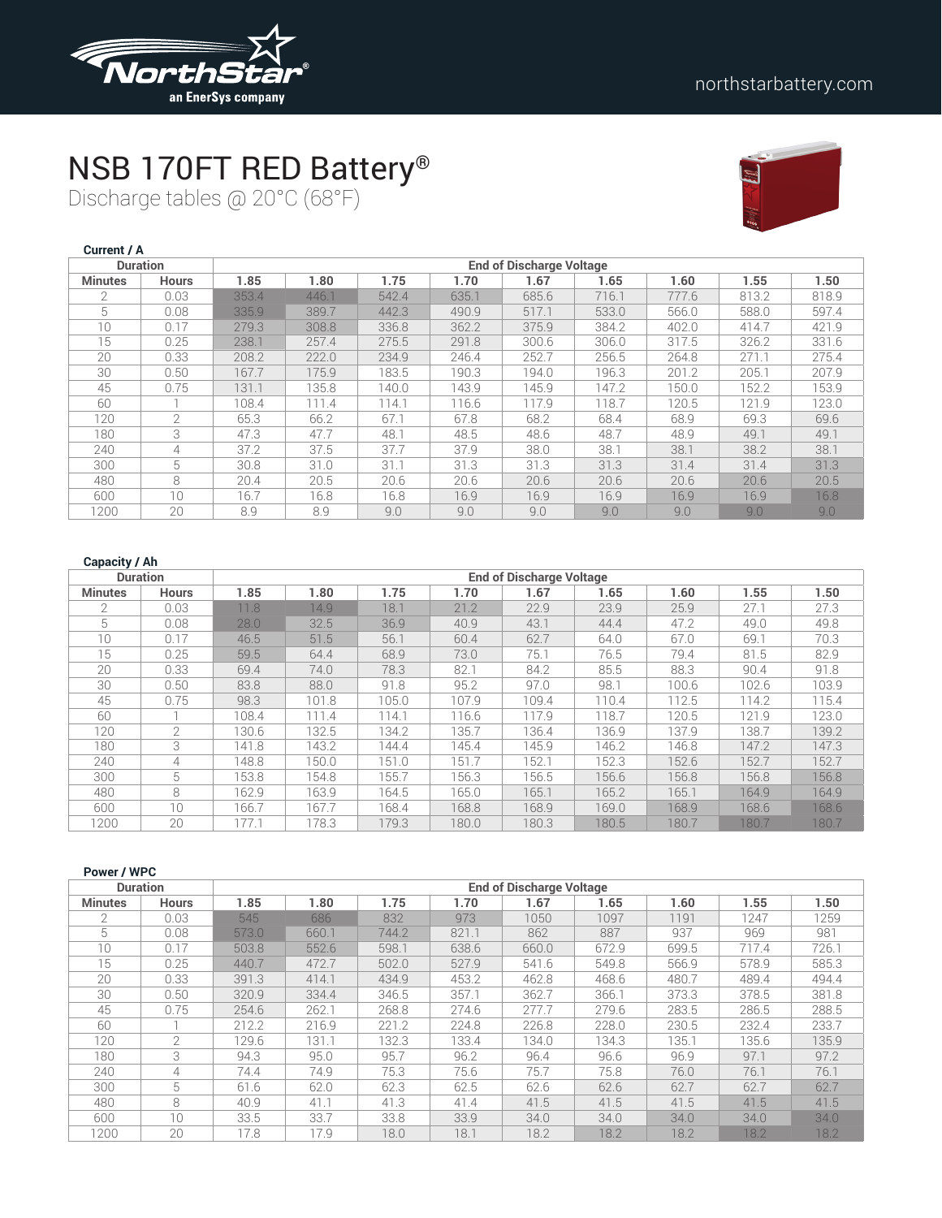NorthStar® an EnerSys company

northstarbattery.com

# NSB 170FT RED Battery®

Discharge tables @ 20°C (68°F)

### Current / A

| Duration | | End of Discharge Voltage | | | | | | | | |
|---|---|---|---|---|---|---|---|---|---|---|
| Minutes | Hours | 1.85 | 1.80 | 1.75 | 1.70 | 1.67 | 1.65 | 1.60 | 1.55 | 1.50 |
| 2 | 0.03 | 353.4 | 446.1 | 542.4 | 635.1 | 685.6 | 716.1 | 777.6 | 813.2 | 818.9 |
| 5 | 0.08 | 335.9 | 389.7 | 442.3 | 490.9 | 517.1 | 533.0 | 566.0 | 588.0 | 597.4 |
| 10 | 0.17 | 279.3 | 308.8 | 336.8 | 362.2 | 375.9 | 384.2 | 402.0 | 414.7 | 421.9 |
| 15 | 0.25 | 238.1 | 257.4 | 275.5 | 291.8 | 300.6 | 306.0 | 317.5 | 326.2 | 331.6 |
| 20 | 0.33 | 208.2 | 222.0 | 234.9 | 246.4 | 252.7 | 256.5 | 264.8 | 271.1 | 275.4 |
| 30 | 0.50 | 167.7 | 175.9 | 183.5 | 190.3 | 194.0 | 196.3 | 201.2 | 205.1 | 207.9 |
| 45 | 0.75 | 131.1 | 135.8 | 140.0 | 143.9 | 145.9 | 147.2 | 150.0 | 152.2 | 153.9 |
| 60 | 1 | 108.4 | 111.4 | 114.1 | 116.6 | 117.9 | 118.7 | 120.5 | 121.9 | 123.0 |
| 120 | 2 | 65.3 | 66.2 | 67.1 | 67.8 | 68.2 | 68.4 | 68.9 | 69.3 | 69.6 |
| 180 | 3 | 47.3 | 47.7 | 48.1 | 48.5 | 48.6 | 48.7 | 48.9 | 49.1 | 49.1 |
| 240 | 4 | 37.2 | 37.5 | 37.7 | 37.9 | 38.0 | 38.1 | 38.1 | 38.2 | 38.1 |
| 300 | 5 | 30.8 | 31.0 | 31.1 | 31.3 | 31.3 | 31.3 | 31.4 | 31.4 | 31.3 |
| 480 | 8 | 20.4 | 20.5 | 20.6 | 20.6 | 20.6 | 20.6 | 20.6 | 20.6 | 20.5 |
| 600 | 10 | 16.7 | 16.8 | 16.8 | 16.9 | 16.9 | 16.9 | 16.9 | 16.9 | 16.8 |
| 1200 | 20 | 8.9 | 8.9 | 9.0 | 9.0 | 9.0 | 9.0 | 9.0 | 9.0 | 9.0 |

### Capacity / Ah

| Duration | | End of Discharge Voltage | | | | | | | | |
|---|---|---|---|---|---|---|---|---|---|---|
| Minutes | Hours | 1.85 | 1.80 | 1.75 | 1.70 | 1.67 | 1.65 | 1.60 | 1.55 | 1.50 |
| 2 | 0.03 | 11.8 | 14.9 | 18.1 | 21.2 | 22.9 | 23.9 | 25.9 | 27.1 | 27.3 |
| 5 | 0.08 | 28.0 | 32.5 | 36.9 | 40.9 | 43.1 | 44.4 | 47.2 | 49.0 | 49.8 |
| 10 | 0.17 | 46.5 | 51.5 | 56.1 | 60.4 | 62.7 | 64.0 | 67.0 | 69.1 | 70.3 |
| 15 | 0.25 | 59.5 | 64.4 | 68.9 | 73.0 | 75.1 | 76.5 | 79.4 | 81.5 | 82.9 |
| 20 | 0.33 | 69.4 | 74.0 | 78.3 | 82.1 | 84.2 | 85.5 | 88.3 | 90.4 | 91.8 |
| 30 | 0.50 | 83.8 | 88.0 | 91.8 | 95.2 | 97.0 | 98.1 | 100.6 | 102.6 | 103.9 |
| 45 | 0.75 | 98.3 | 101.8 | 105.0 | 107.9 | 109.4 | 110.4 | 112.5 | 114.2 | 115.4 |
| 60 | 1 | 108.4 | 111.4 | 114.1 | 116.6 | 117.9 | 118.7 | 120.5 | 121.9 | 123.0 |
| 120 | 2 | 130.6 | 132.5 | 134.2 | 135.7 | 136.4 | 136.9 | 137.9 | 138.7 | 139.2 |
| 180 | 3 | 141.8 | 143.2 | 144.4 | 145.4 | 145.9 | 146.2 | 146.8 | 147.2 | 147.3 |
| 240 | 4 | 148.8 | 150.0 | 151.0 | 151.7 | 152.1 | 152.3 | 152.6 | 152.7 | 152.7 |
| 300 | 5 | 153.8 | 154.8 | 155.7 | 156.3 | 156.5 | 156.6 | 156.8 | 156.8 | 156.8 |
| 480 | 8 | 162.9 | 163.9 | 164.5 | 165.0 | 165.1 | 165.2 | 165.1 | 164.9 | 164.9 |
| 600 | 10 | 166.7 | 167.7 | 168.4 | 168.8 | 168.9 | 169.0 | 168.9 | 168.6 | 168.6 |
| 1200 | 20 | 177.1 | 178.3 | 179.3 | 180.0 | 180.3 | 180.5 | 180.7 | 180.7 | 180.7 |

### Power / WPC

| Duration | | End of Discharge Voltage | | | | | | | | |
|---|---|---|---|---|---|---|---|---|---|---|
| Minutes | Hours | 1.85 | 1.80 | 1.75 | 1.70 | 1.67 | 1.65 | 1.60 | 1.55 | 1.50 |
| 2 | 0.03 | 545 | 686 | 832 | 973 | 1050 | 1097 | 1191 | 1247 | 1259 |
| 5 | 0.08 | 573.0 | 660.1 | 744.2 | 821.1 | 862 | 887 | 937 | 969 | 981 |
| 10 | 0.17 | 503.8 | 552.6 | 598.1 | 638.6 | 660.0 | 672.9 | 699.5 | 717.4 | 726.1 |
| 15 | 0.25 | 440.7 | 472.7 | 502.0 | 527.9 | 541.6 | 549.8 | 566.9 | 578.9 | 585.3 |
| 20 | 0.33 | 391.3 | 414.1 | 434.9 | 453.2 | 462.8 | 468.6 | 480.7 | 489.4 | 494.4 |
| 30 | 0.50 | 320.9 | 334.4 | 346.5 | 357.1 | 362.7 | 366.1 | 373.3 | 378.5 | 381.8 |
| 45 | 0.75 | 254.6 | 262.1 | 268.8 | 274.6 | 277.7 | 279.6 | 283.5 | 286.5 | 288.5 |
| 60 | 1 | 212.2 | 216.9 | 221.2 | 224.8 | 226.8 | 228.0 | 230.5 | 232.4 | 233.7 |
| 120 | 2 | 129.6 | 131.1 | 132.3 | 133.4 | 134.0 | 134.3 | 135.1 | 135.6 | 135.9 |
| 180 | 3 | 94.3 | 95.0 | 95.7 | 96.2 | 96.4 | 96.6 | 96.9 | 97.1 | 97.2 |
| 240 | 4 | 74.4 | 74.9 | 75.3 | 75.6 | 75.7 | 75.8 | 76.0 | 76.1 | 76.1 |
| 300 | 5 | 61.6 | 62.0 | 62.3 | 62.5 | 62.6 | 62.6 | 62.7 | 62.7 | 62.7 |
| 480 | 8 | 40.9 | 41.1 | 41.3 | 41.4 | 41.5 | 41.5 | 41.5 | 41.5 | 41.5 |
| 600 | 10 | 33.5 | 33.7 | 33.8 | 33.9 | 34.0 | 34.0 | 34.0 | 34.0 | 34.0 |
| 1200 | 20 | 17.8 | 17.9 | 18.0 | 18.1 | 18.2 | 18.2 | 18.2 | 18.2 | 18.2 |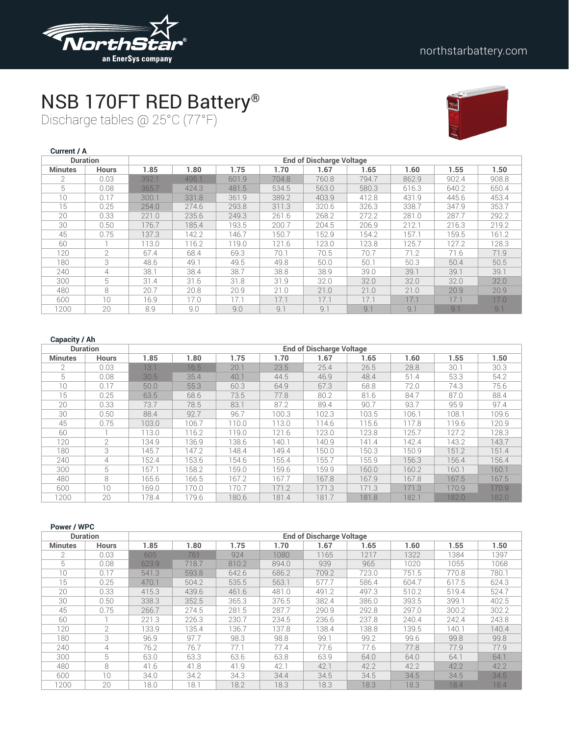# NSB 170FT RED Battery®

Discharge tables @ 25°C (77°F)

**Current / A**

| Duration | | End of Discharge Voltage | | | | | | | | |
|---|---|---|---|---|---|---|---|---|---|---|
| Minutes | Hours | 1.85 | 1.80 | 1.75 | 1.70 | 1.67 | 1.65 | 1.60 | 1.55 | 1.50 |
| 2 | 0.03 | 392.1 | 495.1 | 601.9 | 704.8 | 760.8 | 794.7 | 862.9 | 902.4 | 908.8 |
| 5 | 0.08 | 365.7 | 424.3 | 481.5 | 534.5 | 563.0 | 580.3 | 616.3 | 640.2 | 650.4 |
| 10 | 0.17 | 300.1 | 331.8 | 361.9 | 389.2 | 403.9 | 412.8 | 431.9 | 445.6 | 453.4 |
| 15 | 0.25 | 254.0 | 274.6 | 293.8 | 311.3 | 320.6 | 326.3 | 338.7 | 347.9 | 353.7 |
| 20 | 0.33 | 221.0 | 235.6 | 249.3 | 261.6 | 268.2 | 272.2 | 281.0 | 287.7 | 292.2 |
| 30 | 0.50 | 176.7 | 185.4 | 193.5 | 200.7 | 204.5 | 206.9 | 212.1 | 216.3 | 219.2 |
| 45 | 0.75 | 137.3 | 142.2 | 146.7 | 150.7 | 152.9 | 154.2 | 157.1 | 159.5 | 161.2 |
| 60 | 1 | 113.0 | 116.2 | 119.0 | 121.6 | 123.0 | 123.8 | 125.7 | 127.2 | 128.3 |
| 120 | 2 | 67.4 | 68.4 | 69.3 | 70.1 | 70.5 | 70.7 | 71.2 | 71.6 | 71.9 |
| 180 | 3 | 48.6 | 49.1 | 49.5 | 49.8 | 50.0 | 50.1 | 50.3 | 50.4 | 50.5 |
| 240 | 4 | 38.1 | 38.4 | 38.7 | 38.8 | 38.9 | 39.0 | 39.1 | 39.1 | 39.1 |
| 300 | 5 | 31.4 | 31.6 | 31.8 | 31.9 | 32.0 | 32.0 | 32.0 | 32.0 | 32.0 |
| 480 | 8 | 20.7 | 20.8 | 20.9 | 21.0 | 21.0 | 21.0 | 21.0 | 20.9 | 20.9 |
| 600 | 10 | 16.9 | 17.0 | 17.1 | 17.1 | 17.1 | 17.1 | 17.1 | 17.1 | 17.0 |
| 1200 | 20 | 8.9 | 9.0 | 9.0 | 9.1 | 9.1 | 9.1 | 9.1 | 9.1 | 9.1 |

**Capacity / Ah**

| Duration | | End of Discharge Voltage | | | | | | | | |
|---|---|---|---|---|---|---|---|---|---|---|
| Minutes | Hours | 1.85 | 1.80 | 1.75 | 1.70 | 1.67 | 1.65 | 1.60 | 1.55 | 1.50 |
| 2 | 0.03 | 13.1 | 16.5 | 20.1 | 23.5 | 25.4 | 26.5 | 28.8 | 30.1 | 30.3 |
| 5 | 0.08 | 30.5 | 35.4 | 40.1 | 44.5 | 46.9 | 48.4 | 51.4 | 53.3 | 54.2 |
| 10 | 0.17 | 50.0 | 55.3 | 60.3 | 64.9 | 67.3 | 68.8 | 72.0 | 74.3 | 75.6 |
| 15 | 0.25 | 63.5 | 68.6 | 73.5 | 77.8 | 80.2 | 81.6 | 84.7 | 87.0 | 88.4 |
| 20 | 0.33 | 73.7 | 78.5 | 83.1 | 87.2 | 89.4 | 90.7 | 93.7 | 95.9 | 97.4 |
| 30 | 0.50 | 88.4 | 92.7 | 96.7 | 100.3 | 102.3 | 103.5 | 106.1 | 108.1 | 109.6 |
| 45 | 0.75 | 103.0 | 106.7 | 110.0 | 113.0 | 114.6 | 115.6 | 117.8 | 119.6 | 120.9 |
| 60 | 1 | 113.0 | 116.2 | 119.0 | 121.6 | 123.0 | 123.8 | 125.7 | 127.2 | 128.3 |
| 120 | 2 | 134.9 | 136.9 | 138.6 | 140.1 | 140.9 | 141.4 | 142.4 | 143.2 | 143.7 |
| 180 | 3 | 145.7 | 147.2 | 148.4 | 149.4 | 150.0 | 150.3 | 150.9 | 151.2 | 151.4 |
| 240 | 4 | 152.4 | 153.6 | 154.6 | 155.4 | 155.7 | 155.9 | 156.3 | 156.4 | 156.4 |
| 300 | 5 | 157.1 | 158.2 | 159.0 | 159.6 | 159.9 | 160.0 | 160.2 | 160.1 | 160.1 |
| 480 | 8 | 165.6 | 166.5 | 167.2 | 167.7 | 167.8 | 167.9 | 167.8 | 167.5 | 167.5 |
| 600 | 10 | 169.0 | 170.0 | 170.7 | 171.2 | 171.3 | 171.3 | 171.3 | 170.9 | 170.9 |
| 1200 | 20 | 178.4 | 179.6 | 180.6 | 181.4 | 181.7 | 181.8 | 182.1 | 182.0 | 182.0 |

**Power / WPC**

| Duration | | End of Discharge Voltage | | | | | | | | |
|---|---|---|---|---|---|---|---|---|---|---|
| Minutes | Hours | 1.85 | 1.80 | 1.75 | 1.70 | 1.67 | 1.65 | 1.60 | 1.55 | 1.50 |
| 2 | 0.03 | 605 | 761 | 924 | 1080 | 1165 | 1217 | 1322 | 1384 | 1397 |
| 5 | 0.08 | 623.9 | 718.7 | 810.2 | 894.0 | 939 | 965 | 1020 | 1055 | 1068 |
| 10 | 0.17 | 541.3 | 593.8 | 642.6 | 686.2 | 709.2 | 723.0 | 751.5 | 770.8 | 780.1 |
| 15 | 0.25 | 470.1 | 504.2 | 535.5 | 563.1 | 577.7 | 586.4 | 604.7 | 617.5 | 624.3 |
| 20 | 0.33 | 415.3 | 439.6 | 461.6 | 481.0 | 491.2 | 497.3 | 510.2 | 519.4 | 524.7 |
| 30 | 0.50 | 338.3 | 352.5 | 365.3 | 376.5 | 382.4 | 386.0 | 393.5 | 399.1 | 402.5 |
| 45 | 0.75 | 266.7 | 274.5 | 281.5 | 287.7 | 290.9 | 292.8 | 297.0 | 300.2 | 302.2 |
| 60 | 1 | 221.3 | 226.3 | 230.7 | 234.5 | 236.6 | 237.8 | 240.4 | 242.4 | 243.8 |
| 120 | 2 | 133.9 | 135.4 | 136.7 | 137.8 | 138.4 | 138.8 | 139.5 | 140.1 | 140.4 |
| 180 | 3 | 96.9 | 97.7 | 98.3 | 98.8 | 99.1 | 99.2 | 99.6 | 99.8 | 99.8 |
| 240 | 4 | 76.2 | 76.7 | 77.1 | 77.4 | 77.6 | 77.6 | 77.8 | 77.9 | 77.9 |
| 300 | 5 | 63.0 | 63.3 | 63.6 | 63.8 | 63.9 | 64.0 | 64.0 | 64.1 | 64.1 |
| 480 | 8 | 41.6 | 41.8 | 41.9 | 42.1 | 42.1 | 42.2 | 42.2 | 42.2 | 42.2 |
| 600 | 10 | 34.0 | 34.2 | 34.3 | 34.4 | 34.5 | 34.5 | 34.5 | 34.5 | 34.5 |
| 1200 | 20 | 18.0 | 18.1 | 18.2 | 18.3 | 18.3 | 18.3 | 18.3 | 18.4 | 18.4 |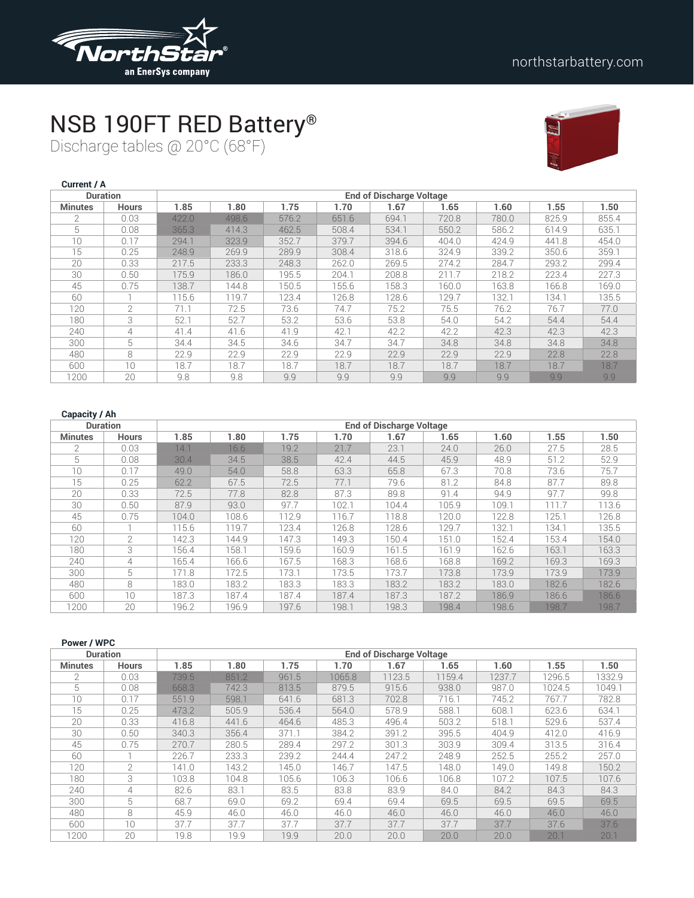northstarbattery.com

# NSB 190FT RED Battery®

Discharge tables @ 20°C (68°F)

**Current / A**

| Duration | | End of Discharge Voltage | | | | | | | | |
|---|---|---|---|---|---|---|---|---|---|---|
| Minutes | Hours | 1.85 | 1.80 | 1.75 | 1.70 | 1.67 | 1.65 | 1.60 | 1.55 | 1.50 |
| 2 | 0.03 | 422.0 | 498.6 | 576.2 | 651.6 | 694.1 | 720.8 | 780.0 | 825.9 | 855.4 |
| 5 | 0.08 | 365.3 | 414.3 | 462.5 | 508.4 | 534.1 | 550.2 | 586.2 | 614.9 | 635.1 |
| 10 | 0.17 | 294.1 | 323.9 | 352.7 | 379.7 | 394.6 | 404.0 | 424.9 | 441.8 | 454.0 |
| 15 | 0.25 | 248.9 | 269.9 | 289.9 | 308.4 | 318.6 | 324.9 | 339.2 | 350.6 | 359.1 |
| 20 | 0.33 | 217.5 | 233.3 | 248.3 | 262.0 | 269.5 | 274.2 | 284.7 | 293.2 | 299.4 |
| 30 | 0.50 | 175.9 | 186.0 | 195.5 | 204.1 | 208.8 | 211.7 | 218.2 | 223.4 | 227.3 |
| 45 | 0.75 | 138.7 | 144.8 | 150.5 | 155.6 | 158.3 | 160.0 | 163.8 | 166.8 | 169.0 |
| 60 | 1 | 115.6 | 119.7 | 123.4 | 126.8 | 128.6 | 129.7 | 132.1 | 134.1 | 135.5 |
| 120 | 2 | 71.1 | 72.5 | 73.6 | 74.7 | 75.2 | 75.5 | 76.2 | 76.7 | 77.0 |
| 180 | 3 | 52.1 | 52.7 | 53.2 | 53.6 | 53.8 | 54.0 | 54.2 | 54.4 | 54.4 |
| 240 | 4 | 41.4 | 41.6 | 41.9 | 42.1 | 42.2 | 42.2 | 42.3 | 42.3 | 42.3 |
| 300 | 5 | 34.4 | 34.5 | 34.6 | 34.7 | 34.7 | 34.8 | 34.8 | 34.8 | 34.8 |
| 480 | 8 | 22.9 | 22.9 | 22.9 | 22.9 | 22.9 | 22.9 | 22.9 | 22.8 | 22.8 |
| 600 | 10 | 18.7 | 18.7 | 18.7 | 18.7 | 18.7 | 18.7 | 18.7 | 18.7 | 18.7 |
| 1200 | 20 | 9.8 | 9.8 | 9.9 | 9.9 | 9.9 | 9.9 | 9.9 | 9.9 | 9.9 |

**Capacity / Ah**

| Duration | | End of Discharge Voltage | | | | | | | | |
|---|---|---|---|---|---|---|---|---|---|---|
| Minutes | Hours | 1.85 | 1.80 | 1.75 | 1.70 | 1.67 | 1.65 | 1.60 | 1.55 | 1.50 |
| 2 | 0.03 | 14.1 | 16.6 | 19.2 | 21.7 | 23.1 | 24.0 | 26.0 | 27.5 | 28.5 |
| 5 | 0.08 | 30.4 | 34.5 | 38.5 | 42.4 | 44.5 | 45.9 | 48.9 | 51.2 | 52.9 |
| 10 | 0.17 | 49.0 | 54.0 | 58.8 | 63.3 | 65.8 | 67.3 | 70.8 | 73.6 | 75.7 |
| 15 | 0.25 | 62.2 | 67.5 | 72.5 | 77.1 | 79.6 | 81.2 | 84.8 | 87.7 | 89.8 |
| 20 | 0.33 | 72.5 | 77.8 | 82.8 | 87.3 | 89.8 | 91.4 | 94.9 | 97.7 | 99.8 |
| 30 | 0.50 | 87.9 | 93.0 | 97.7 | 102.1 | 104.4 | 105.9 | 109.1 | 111.7 | 113.6 |
| 45 | 0.75 | 104.0 | 108.6 | 112.9 | 116.7 | 118.8 | 120.0 | 122.8 | 125.1 | 126.8 |
| 60 | 1 | 115.6 | 119.7 | 123.4 | 126.8 | 128.6 | 129.7 | 132.1 | 134.1 | 135.5 |
| 120 | 2 | 142.3 | 144.9 | 147.3 | 149.3 | 150.4 | 151.0 | 152.4 | 153.4 | 154.0 |
| 180 | 3 | 156.4 | 158.1 | 159.6 | 160.9 | 161.5 | 161.9 | 162.6 | 163.1 | 163.3 |
| 240 | 4 | 165.4 | 166.6 | 167.5 | 168.3 | 168.6 | 168.8 | 169.2 | 169.3 | 169.3 |
| 300 | 5 | 171.8 | 172.5 | 173.1 | 173.5 | 173.7 | 173.8 | 173.9 | 173.9 | 173.9 |
| 480 | 8 | 183.0 | 183.2 | 183.3 | 183.3 | 183.2 | 183.2 | 183.0 | 182.6 | 182.6 |
| 600 | 10 | 187.3 | 187.4 | 187.4 | 187.4 | 187.3 | 187.2 | 186.9 | 186.6 | 186.6 |
| 1200 | 20 | 196.2 | 196.9 | 197.6 | 198.1 | 198.3 | 198.4 | 198.6 | 198.7 | 198.7 |

**Power / WPC**

| Duration | | End of Discharge Voltage | | | | | | | | |
|---|---|---|---|---|---|---|---|---|---|---|
| Minutes | Hours | 1.85 | 1.80 | 1.75 | 1.70 | 1.67 | 1.65 | 1.60 | 1.55 | 1.50 |
| 2 | 0.03 | 739.5 | 851.2 | 961.5 | 1065.8 | 1123.5 | 1159.4 | 1237.7 | 1296.5 | 1332.9 |
| 5 | 0.08 | 668.3 | 742.3 | 813.5 | 879.5 | 915.6 | 938.0 | 987.0 | 1024.5 | 1049.1 |
| 10 | 0.17 | 551.9 | 598.1 | 641.6 | 681.3 | 702.8 | 716.1 | 745.2 | 767.7 | 782.8 |
| 15 | 0.25 | 473.2 | 505.9 | 536.4 | 564.0 | 578.9 | 588.1 | 608.1 | 623.6 | 634.1 |
| 20 | 0.33 | 416.8 | 441.6 | 464.6 | 485.3 | 496.4 | 503.2 | 518.1 | 529.6 | 537.4 |
| 30 | 0.50 | 340.3 | 356.4 | 371.1 | 384.2 | 391.2 | 395.5 | 404.9 | 412.0 | 416.9 |
| 45 | 0.75 | 270.7 | 280.5 | 289.4 | 297.2 | 301.3 | 303.9 | 309.4 | 313.5 | 316.4 |
| 60 | 1 | 226.7 | 233.3 | 239.2 | 244.4 | 247.2 | 248.9 | 252.5 | 255.2 | 257.0 |
| 120 | 2 | 141.0 | 143.2 | 145.0 | 146.7 | 147.5 | 148.0 | 149.0 | 149.8 | 150.2 |
| 180 | 3 | 103.8 | 104.8 | 105.6 | 106.3 | 106.6 | 106.8 | 107.2 | 107.5 | 107.6 |
| 240 | 4 | 82.6 | 83.1 | 83.5 | 83.8 | 83.9 | 84.0 | 84.2 | 84.3 | 84.3 |
| 300 | 5 | 68.7 | 69.0 | 69.2 | 69.4 | 69.4 | 69.5 | 69.5 | 69.5 | 69.5 |
| 480 | 8 | 45.9 | 46.0 | 46.0 | 46.0 | 46.0 | 46.0 | 46.0 | 46.0 | 46.0 |
| 600 | 10 | 37.7 | 37.7 | 37.7 | 37.7 | 37.7 | 37.7 | 37.7 | 37.6 | 37.6 |
| 1200 | 20 | 19.8 | 19.9 | 19.9 | 20.0 | 20.0 | 20.0 | 20.0 | 20.1 | 20.1 |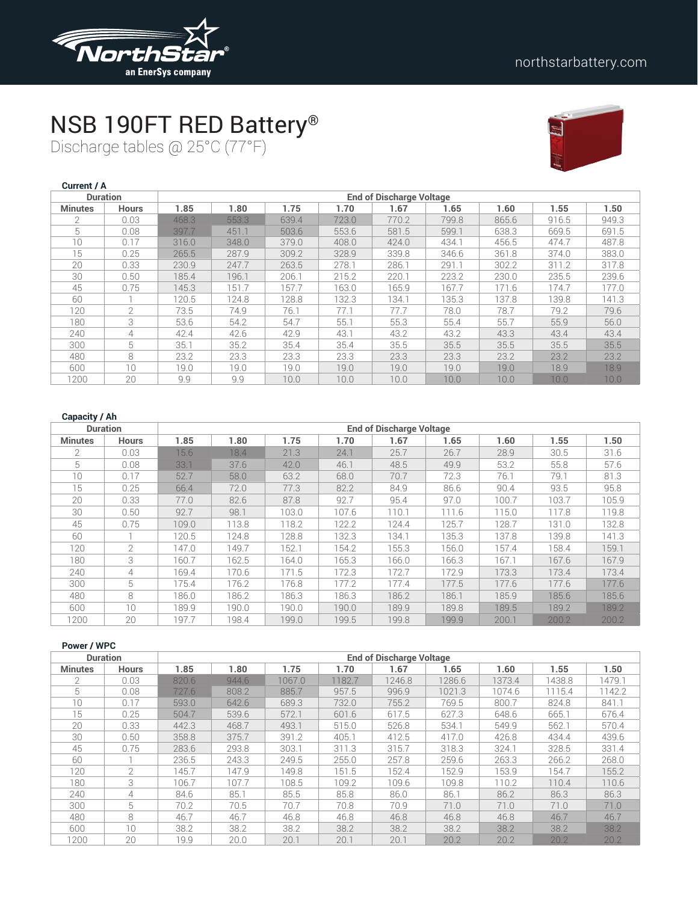# NSB 190FT RED Battery®

Discharge tables @ 25°C (77°F)

**Current / A**

| Duration | | End of Discharge Voltage | | | | | | | | |
|---|---|---|---|---|---|---|---|---|---|---|
| Minutes | Hours | 1.85 | 1.80 | 1.75 | 1.70 | 1.67 | 1.65 | 1.60 | 1.55 | 1.50 |
| 2 | 0.03 | 468.3 | 553.3 | 639.4 | 723.0 | 770.2 | 799.8 | 865.6 | 916.5 | 949.3 |
| 5 | 0.08 | 397.7 | 451.1 | 503.6 | 553.6 | 581.5 | 599.1 | 638.3 | 669.5 | 691.5 |
| 10 | 0.17 | 316.0 | 348.0 | 379.0 | 408.0 | 424.0 | 434.1 | 456.5 | 474.7 | 487.8 |
| 15 | 0.25 | 265.5 | 287.9 | 309.2 | 328.9 | 339.8 | 346.6 | 361.8 | 374.0 | 383.0 |
| 20 | 0.33 | 230.9 | 247.7 | 263.5 | 278.1 | 286.1 | 291.1 | 302.2 | 311.2 | 317.8 |
| 30 | 0.50 | 185.4 | 196.1 | 206.1 | 215.2 | 220.1 | 223.2 | 230.0 | 235.5 | 239.6 |
| 45 | 0.75 | 145.3 | 151.7 | 157.7 | 163.0 | 165.9 | 167.7 | 171.6 | 174.7 | 177.0 |
| 60 | 1 | 120.5 | 124.8 | 128.8 | 132.3 | 134.1 | 135.3 | 137.8 | 139.8 | 141.3 |
| 120 | 2 | 73.5 | 74.9 | 76.1 | 77.1 | 77.7 | 78.0 | 78.7 | 79.2 | 79.6 |
| 180 | 3 | 53.6 | 54.2 | 54.7 | 55.1 | 55.3 | 55.4 | 55.7 | 55.9 | 56.0 |
| 240 | 4 | 42.4 | 42.6 | 42.9 | 43.1 | 43.2 | 43.2 | 43.3 | 43.4 | 43.4 |
| 300 | 5 | 35.1 | 35.2 | 35.4 | 35.4 | 35.5 | 35.5 | 35.5 | 35.5 | 35.5 |
| 480 | 8 | 23.2 | 23.3 | 23.3 | 23.3 | 23.3 | 23.3 | 23.2 | 23.2 | 23.2 |
| 600 | 10 | 19.0 | 19.0 | 19.0 | 19.0 | 19.0 | 19.0 | 19.0 | 18.9 | 18.9 |
| 1200 | 20 | 9.9 | 9.9 | 10.0 | 10.0 | 10.0 | 10.0 | 10.0 | 10.0 | 10.0 |

**Capacity / Ah**

| Duration | | End of Discharge Voltage | | | | | | | | |
|---|---|---|---|---|---|---|---|---|---|---|
| Minutes | Hours | 1.85 | 1.80 | 1.75 | 1.70 | 1.67 | 1.65 | 1.60 | 1.55 | 1.50 |
| 2 | 0.03 | 15.6 | 18.4 | 21.3 | 24.1 | 25.7 | 26.7 | 28.9 | 30.5 | 31.6 |
| 5 | 0.08 | 33.1 | 37.6 | 42.0 | 46.1 | 48.5 | 49.9 | 53.2 | 55.8 | 57.6 |
| 10 | 0.17 | 52.7 | 58.0 | 63.2 | 68.0 | 70.7 | 72.3 | 76.1 | 79.1 | 81.3 |
| 15 | 0.25 | 66.4 | 72.0 | 77.3 | 82.2 | 84.9 | 86.6 | 90.4 | 93.5 | 95.8 |
| 20 | 0.33 | 77.0 | 82.6 | 87.8 | 92.7 | 95.4 | 97.0 | 100.7 | 103.7 | 105.9 |
| 30 | 0.50 | 92.7 | 98.1 | 103.0 | 107.6 | 110.1 | 111.6 | 115.0 | 117.8 | 119.8 |
| 45 | 0.75 | 109.0 | 113.8 | 118.2 | 122.2 | 124.4 | 125.7 | 128.7 | 131.0 | 132.8 |
| 60 | 1 | 120.5 | 124.8 | 128.8 | 132.3 | 134.1 | 135.3 | 137.8 | 139.8 | 141.3 |
| 120 | 2 | 147.0 | 149.7 | 152.1 | 154.2 | 155.3 | 156.0 | 157.4 | 158.4 | 159.1 |
| 180 | 3 | 160.7 | 162.5 | 164.0 | 165.3 | 166.0 | 166.3 | 167.1 | 167.6 | 167.9 |
| 240 | 4 | 169.4 | 170.6 | 171.5 | 172.3 | 172.7 | 172.9 | 173.3 | 173.4 | 173.4 |
| 300 | 5 | 175.4 | 176.2 | 176.8 | 177.2 | 177.4 | 177.5 | 177.6 | 177.6 | 177.6 |
| 480 | 8 | 186.0 | 186.2 | 186.3 | 186.3 | 186.2 | 186.1 | 185.9 | 185.6 | 185.6 |
| 600 | 10 | 189.9 | 190.0 | 190.0 | 190.0 | 189.9 | 189.8 | 189.5 | 189.2 | 189.2 |
| 1200 | 20 | 197.7 | 198.4 | 199.0 | 199.5 | 199.8 | 199.9 | 200.1 | 200.2 | 200.2 |

**Power / WPC**

| Duration | | End of Discharge Voltage | | | | | | | | |
|---|---|---|---|---|---|---|---|---|---|---|
| Minutes | Hours | 1.85 | 1.80 | 1.75 | 1.70 | 1.67 | 1.65 | 1.60 | 1.55 | 1.50 |
| 2 | 0.03 | 820.6 | 944.6 | 1067.0 | 1182.7 | 1246.8 | 1286.6 | 1373.4 | 1438.8 | 1479.1 |
| 5 | 0.08 | 727.6 | 808.2 | 885.7 | 957.5 | 996.9 | 1021.3 | 1074.6 | 1115.4 | 1142.2 |
| 10 | 0.17 | 593.0 | 642.6 | 689.3 | 732.0 | 755.2 | 769.5 | 800.7 | 824.8 | 841.1 |
| 15 | 0.25 | 504.7 | 539.6 | 572.1 | 601.6 | 617.5 | 627.3 | 648.6 | 665.1 | 676.4 |
| 20 | 0.33 | 442.3 | 468.7 | 493.1 | 515.0 | 526.8 | 534.1 | 549.9 | 562.1 | 570.4 |
| 30 | 0.50 | 358.8 | 375.7 | 391.2 | 405.1 | 412.5 | 417.0 | 426.8 | 434.4 | 439.6 |
| 45 | 0.75 | 283.6 | 293.8 | 303.1 | 311.3 | 315.7 | 318.3 | 324.1 | 328.5 | 331.4 |
| 60 | 1 | 236.5 | 243.3 | 249.5 | 255.0 | 257.8 | 259.6 | 263.3 | 266.2 | 268.0 |
| 120 | 2 | 145.7 | 147.9 | 149.8 | 151.5 | 152.4 | 152.9 | 153.9 | 154.7 | 155.2 |
| 180 | 3 | 106.7 | 107.7 | 108.5 | 109.2 | 109.6 | 109.8 | 110.2 | 110.4 | 110.6 |
| 240 | 4 | 84.6 | 85.1 | 85.5 | 85.8 | 86.0 | 86.1 | 86.2 | 86.3 | 86.3 |
| 300 | 5 | 70.2 | 70.5 | 70.7 | 70.8 | 70.9 | 71.0 | 71.0 | 71.0 | 71.0 |
| 480 | 8 | 46.7 | 46.7 | 46.8 | 46.8 | 46.8 | 46.8 | 46.8 | 46.7 | 46.7 |
| 600 | 10 | 38.2 | 38.2 | 38.2 | 38.2 | 38.2 | 38.2 | 38.2 | 38.2 | 38.2 |
| 1200 | 20 | 19.9 | 20.0 | 20.1 | 20.1 | 20.1 | 20.2 | 20.2 | 20.2 | 20.2 |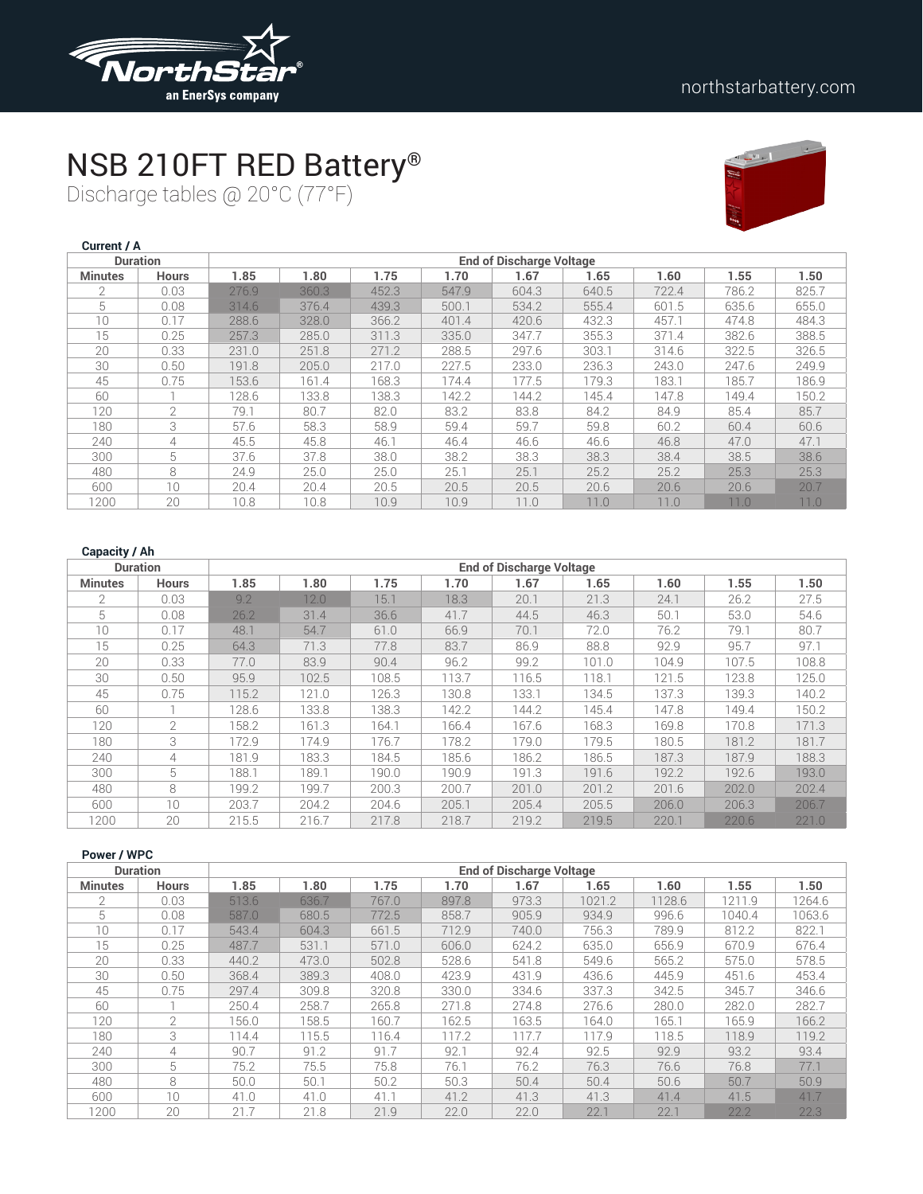# NSB 210FT RED Battery®

Discharge tables @ 20°C (77°F)

**Current / A**

| Duration | | End of Discharge Voltage | | | | | | | | |
|---|---|---|---|---|---|---|---|---|---|---|
| **Minutes** | **Hours** | **1.85** | **1.80** | **1.75** | **1.70** | **1.67** | **1.65** | **1.60** | **1.55** | **1.50** |
| 2 | 0.03 | 276.9 | 360.3 | 452.3 | 547.9 | 604.3 | 640.5 | 722.4 | 786.2 | 825.7 |
| 5 | 0.08 | 314.6 | 376.4 | 439.3 | 500.1 | 534.2 | 555.4 | 601.5 | 635.6 | 655.0 |
| 10 | 0.17 | 288.6 | 328.0 | 366.2 | 401.4 | 420.6 | 432.3 | 457.1 | 474.8 | 484.3 |
| 15 | 0.25 | 257.3 | 285.0 | 311.3 | 335.0 | 347.7 | 355.3 | 371.4 | 382.6 | 388.5 |
| 20 | 0.33 | 231.0 | 251.8 | 271.2 | 288.5 | 297.6 | 303.1 | 314.6 | 322.5 | 326.5 |
| 30 | 0.50 | 191.8 | 205.0 | 217.0 | 227.5 | 233.0 | 236.3 | 243.0 | 247.6 | 249.9 |
| 45 | 0.75 | 153.6 | 161.4 | 168.3 | 174.4 | 177.5 | 179.3 | 183.1 | 185.7 | 186.9 |
| 60 | 1 | 128.6 | 133.8 | 138.3 | 142.2 | 144.2 | 145.4 | 147.8 | 149.4 | 150.2 |
| 120 | 2 | 79.1 | 80.7 | 82.0 | 83.2 | 83.8 | 84.2 | 84.9 | 85.4 | 85.7 |
| 180 | 3 | 57.6 | 58.3 | 58.9 | 59.4 | 59.7 | 59.8 | 60.2 | 60.4 | 60.6 |
| 240 | 4 | 45.5 | 45.8 | 46.1 | 46.4 | 46.6 | 46.6 | 46.8 | 47.0 | 47.1 |
| 300 | 5 | 37.6 | 37.8 | 38.0 | 38.2 | 38.3 | 38.3 | 38.4 | 38.5 | 38.6 |
| 480 | 8 | 24.9 | 25.0 | 25.0 | 25.1 | 25.1 | 25.2 | 25.2 | 25.3 | 25.3 |
| 600 | 10 | 20.4 | 20.4 | 20.5 | 20.5 | 20.5 | 20.6 | 20.6 | 20.6 | 20.7 |
| 1200 | 20 | 10.8 | 10.8 | 10.9 | 10.9 | 11.0 | 11.0 | 11.0 | 11.0 | 11.0 |

**Capacity / Ah**

| Duration | | End of Discharge Voltage | | | | | | | | |
|---|---|---|---|---|---|---|---|---|---|---|
| **Minutes** | **Hours** | **1.85** | **1.80** | **1.75** | **1.70** | **1.67** | **1.65** | **1.60** | **1.55** | **1.50** |
| 2 | 0.03 | 9.2 | 12.0 | 15.1 | 18.3 | 20.1 | 21.3 | 24.1 | 26.2 | 27.5 |
| 5 | 0.08 | 26.2 | 31.4 | 36.6 | 41.7 | 44.5 | 46.3 | 50.1 | 53.0 | 54.6 |
| 10 | 0.17 | 48.1 | 54.7 | 61.0 | 66.9 | 70.1 | 72.0 | 76.2 | 79.1 | 80.7 |
| 15 | 0.25 | 64.3 | 71.3 | 77.8 | 83.7 | 86.9 | 88.8 | 92.9 | 95.7 | 97.1 |
| 20 | 0.33 | 77.0 | 83.9 | 90.4 | 96.2 | 99.2 | 101.0 | 104.9 | 107.5 | 108.8 |
| 30 | 0.50 | 95.9 | 102.5 | 108.5 | 113.7 | 116.5 | 118.1 | 121.5 | 123.8 | 125.0 |
| 45 | 0.75 | 115.2 | 121.0 | 126.3 | 130.8 | 133.1 | 134.5 | 137.3 | 139.3 | 140.2 |
| 60 | 1 | 128.6 | 133.8 | 138.3 | 142.2 | 144.2 | 145.4 | 147.8 | 149.4 | 150.2 |
| 120 | 2 | 158.2 | 161.3 | 164.1 | 166.4 | 167.6 | 168.3 | 169.8 | 170.8 | 171.3 |
| 180 | 3 | 172.9 | 174.9 | 176.7 | 178.2 | 179.0 | 179.5 | 180.5 | 181.2 | 181.7 |
| 240 | 4 | 181.9 | 183.3 | 184.5 | 185.6 | 186.2 | 186.5 | 187.3 | 187.9 | 188.3 |
| 300 | 5 | 188.1 | 189.1 | 190.0 | 190.9 | 191.3 | 191.6 | 192.2 | 192.6 | 193.0 |
| 480 | 8 | 199.2 | 199.7 | 200.3 | 200.7 | 201.0 | 201.2 | 201.6 | 202.0 | 202.4 |
| 600 | 10 | 203.7 | 204.2 | 204.6 | 205.1 | 205.4 | 205.5 | 206.0 | 206.3 | 206.7 |
| 1200 | 20 | 215.5 | 216.7 | 217.8 | 218.7 | 219.2 | 219.5 | 220.1 | 220.6 | 221.0 |

**Power / WPC**

| Duration | | End of Discharge Voltage | | | | | | | | |
|---|---|---|---|---|---|---|---|---|---|---|
| **Minutes** | **Hours** | **1.85** | **1.80** | **1.75** | **1.70** | **1.67** | **1.65** | **1.60** | **1.55** | **1.50** |
| 2 | 0.03 | 513.6 | 636.7 | 767.0 | 897.8 | 973.3 | 1021.2 | 1128.6 | 1211.9 | 1264.6 |
| 5 | 0.08 | 587.0 | 680.5 | 772.5 | 858.7 | 905.9 | 934.9 | 996.6 | 1040.4 | 1063.6 |
| 10 | 0.17 | 543.4 | 604.3 | 661.5 | 712.9 | 740.0 | 756.3 | 789.9 | 812.2 | 822.1 |
| 15 | 0.25 | 487.7 | 531.1 | 571.0 | 606.0 | 624.2 | 635.0 | 656.9 | 670.9 | 676.4 |
| 20 | 0.33 | 440.2 | 473.0 | 502.8 | 528.6 | 541.8 | 549.6 | 565.2 | 575.0 | 578.5 |
| 30 | 0.50 | 368.4 | 389.3 | 408.0 | 423.9 | 431.9 | 436.6 | 445.9 | 451.6 | 453.4 |
| 45 | 0.75 | 297.4 | 309.8 | 320.8 | 330.0 | 334.6 | 337.3 | 342.5 | 345.7 | 346.6 |
| 60 | 1 | 250.4 | 258.7 | 265.8 | 271.8 | 274.8 | 276.6 | 280.0 | 282.0 | 282.7 |
| 120 | 2 | 156.0 | 158.5 | 160.7 | 162.5 | 163.5 | 164.0 | 165.1 | 165.9 | 166.2 |
| 180 | 3 | 114.4 | 115.5 | 116.4 | 117.2 | 117.7 | 117.9 | 118.5 | 118.9 | 119.2 |
| 240 | 4 | 90.7 | 91.2 | 91.7 | 92.1 | 92.4 | 92.5 | 92.9 | 93.2 | 93.4 |
| 300 | 5 | 75.2 | 75.5 | 75.8 | 76.1 | 76.2 | 76.3 | 76.6 | 76.8 | 77.1 |
| 480 | 8 | 50.0 | 50.1 | 50.2 | 50.3 | 50.4 | 50.4 | 50.6 | 50.7 | 50.9 |
| 600 | 10 | 41.0 | 41.0 | 41.1 | 41.2 | 41.3 | 41.3 | 41.4 | 41.5 | 41.7 |
| 1200 | 20 | 21.7 | 21.8 | 21.9 | 22.0 | 22.0 | 22.1 | 22.1 | 22.2 | 22.3 |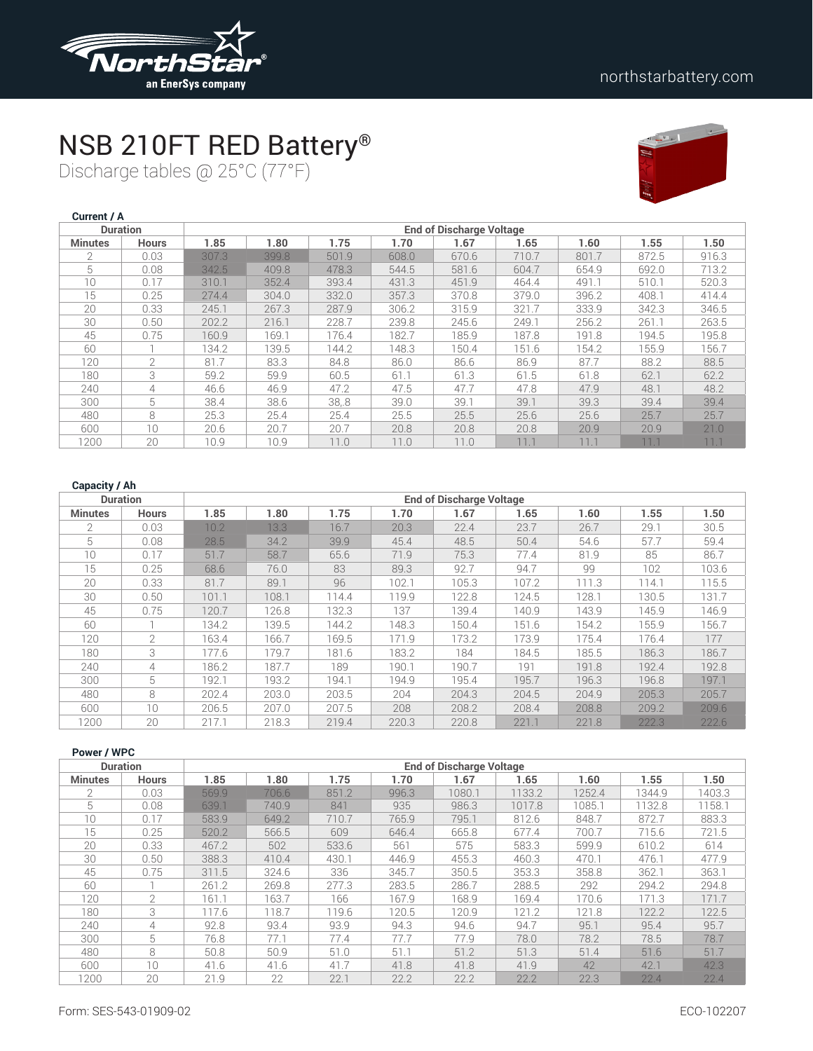northstarbattery.com

# NSB 210FT RED Battery®

Discharge tables @ 25°C (77°F)

**Current / A**

| Duration | | End of Discharge Voltage | | | | | | | | |
|---|---|---|---|---|---|---|---|---|---|---|
| **Minutes** | **Hours** | **1.85** | **1.80** | **1.75** | **1.70** | **1.67** | **1.65** | **1.60** | **1.55** | **1.50** |
| 2 | 0.03 | 307.3 | 399.8 | 501.9 | 608.0 | 670.6 | 710.7 | 801.7 | 872.5 | 916.3 |
| 5 | 0.08 | 342.5 | 409.8 | 478.3 | 544.5 | 581.6 | 604.7 | 654.9 | 692.0 | 713.2 |
| 10 | 0.17 | 310.1 | 352.4 | 393.4 | 431.3 | 451.9 | 464.4 | 491.1 | 510.1 | 520.3 |
| 15 | 0.25 | 274.4 | 304.0 | 332.0 | 357.3 | 370.8 | 379.0 | 396.2 | 408.1 | 414.4 |
| 20 | 0.33 | 245.1 | 267.3 | 287.9 | 306.2 | 315.9 | 321.7 | 333.9 | 342.3 | 346.5 |
| 30 | 0.50 | 202.2 | 216.1 | 228.7 | 239.8 | 245.6 | 249.1 | 256.2 | 261.1 | 263.5 |
| 45 | 0.75 | 160.9 | 169.1 | 176.4 | 182.7 | 185.9 | 187.8 | 191.8 | 194.5 | 195.8 |
| 60 | 1 | 134.2 | 139.5 | 144.2 | 148.3 | 150.4 | 151.6 | 154.2 | 155.9 | 156.7 |
| 120 | 2 | 81.7 | 83.3 | 84.8 | 86.0 | 86.6 | 86.9 | 87.7 | 88.2 | 88.5 |
| 180 | 3 | 59.2 | 59.9 | 60.5 | 61.1 | 61.3 | 61.5 | 61.8 | 62.1 | 62.2 |
| 240 | 4 | 46.6 | 46.9 | 47.2 | 47.5 | 47.7 | 47.8 | 47.9 | 48.1 | 48.2 |
| 300 | 5 | 38.4 | 38.6 | 38,.8 | 39.0 | 39.1 | 39.1 | 39.3 | 39.4 | 39.4 |
| 480 | 8 | 25.3 | 25.4 | 25.4 | 25.5 | 25.5 | 25.6 | 25.6 | 25.7 | 25.7 |
| 600 | 10 | 20.6 | 20.7 | 20.7 | 20.8 | 20.8 | 20.8 | 20.9 | 20.9 | 21.0 |
| 1200 | 20 | 10.9 | 10.9 | 11.0 | 11.0 | 11.0 | 11.1 | 11.1 | 11.1 | 11.1 |

**Capacity / Ah**

| Duration | | End of Discharge Voltage | | | | | | | | |
|---|---|---|---|---|---|---|---|---|---|---|
| **Minutes** | **Hours** | **1.85** | **1.80** | **1.75** | **1.70** | **1.67** | **1.65** | **1.60** | **1.55** | **1.50** |
| 2 | 0.03 | 10.2 | 13.3 | 16.7 | 20.3 | 22.4 | 23.7 | 26.7 | 29.1 | 30.5 |
| 5 | 0.08 | 28.5 | 34.2 | 39.9 | 45.4 | 48.5 | 50.4 | 54.6 | 57.7 | 59.4 |
| 10 | 0.17 | 51.7 | 58.7 | 65.6 | 71.9 | 75.3 | 77.4 | 81.9 | 85 | 86.7 |
| 15 | 0.25 | 68.6 | 76.0 | 83 | 89.3 | 92.7 | 94.7 | 99 | 102 | 103.6 |
| 20 | 0.33 | 81.7 | 89.1 | 96 | 102.1 | 105.3 | 107.2 | 111.3 | 114.1 | 115.5 |
| 30 | 0.50 | 101.1 | 108.1 | 114.4 | 119.9 | 122.8 | 124.5 | 128.1 | 130.5 | 131.7 |
| 45 | 0.75 | 120.7 | 126.8 | 132.3 | 137 | 139.4 | 140.9 | 143.9 | 145.9 | 146.9 |
| 60 | 1 | 134.2 | 139.5 | 144.2 | 148.3 | 150.4 | 151.6 | 154.2 | 155.9 | 156.7 |
| 120 | 2 | 163.4 | 166.7 | 169.5 | 171.9 | 173.2 | 173.9 | 175.4 | 176.4 | 177 |
| 180 | 3 | 177.6 | 179.7 | 181.6 | 183.2 | 184 | 184.5 | 185.5 | 186.3 | 186.7 |
| 240 | 4 | 186.2 | 187.7 | 189 | 190.1 | 190.7 | 191 | 191.8 | 192.4 | 192.8 |
| 300 | 5 | 192.1 | 193.2 | 194.1 | 194.9 | 195.4 | 195.7 | 196.3 | 196.8 | 197.1 |
| 480 | 8 | 202.4 | 203.0 | 203.5 | 204 | 204.3 | 204.5 | 204.9 | 205.3 | 205.7 |
| 600 | 10 | 206.5 | 207.0 | 207.5 | 208 | 208.2 | 208.4 | 208.8 | 209.2 | 209.6 |
| 1200 | 20 | 217.1 | 218.3 | 219.4 | 220.3 | 220.8 | 221.1 | 221.8 | 222.3 | 222.6 |

**Power / WPC**

| Duration | | End of Discharge Voltage | | | | | | | | |
|---|---|---|---|---|---|---|---|---|---|---|
| **Minutes** | **Hours** | **1.85** | **1.80** | **1.75** | **1.70** | **1.67** | **1.65** | **1.60** | **1.55** | **1.50** |
| 2 | 0.03 | 569.9 | 706.6 | 851.2 | 996.3 | 1080.1 | 1133.2 | 1252.4 | 1344.9 | 1403.3 |
| 5 | 0.08 | 639.1 | 740.9 | 841 | 935 | 986.3 | 1017.8 | 1085.1 | 1132.8 | 1158.1 |
| 10 | 0.17 | 583.9 | 649.2 | 710.7 | 765.9 | 795.1 | 812.6 | 848.7 | 872.7 | 883.3 |
| 15 | 0.25 | 520.2 | 566.5 | 609 | 646.4 | 665.8 | 677.4 | 700.7 | 715.6 | 721.5 |
| 20 | 0.33 | 467.2 | 502 | 533.6 | 561 | 575 | 583.3 | 599.9 | 610.2 | 614 |
| 30 | 0.50 | 388.3 | 410.4 | 430.1 | 446.9 | 455.3 | 460.3 | 470.1 | 476.1 | 477.9 |
| 45 | 0.75 | 311.5 | 324.6 | 336 | 345.7 | 350.5 | 353.3 | 358.8 | 362.1 | 363.1 |
| 60 | 1 | 261.2 | 269.8 | 277.3 | 283.5 | 286.7 | 288.5 | 292 | 294.2 | 294.8 |
| 120 | 2 | 161.1 | 163.7 | 166 | 167.9 | 168.9 | 169.4 | 170.6 | 171.3 | 171.7 |
| 180 | 3 | 117.6 | 118.7 | 119.6 | 120.5 | 120.9 | 121.2 | 121.8 | 122.2 | 122.5 |
| 240 | 4 | 92.8 | 93.4 | 93.9 | 94.3 | 94.6 | 94.7 | 95.1 | 95.4 | 95.7 |
| 300 | 5 | 76.8 | 77.1 | 77.4 | 77.7 | 77.9 | 78.0 | 78.2 | 78.5 | 78.7 |
| 480 | 8 | 50.8 | 50.9 | 51.0 | 51.1 | 51.2 | 51.3 | 51.4 | 51.6 | 51.7 |
| 600 | 10 | 41.6 | 41.6 | 41.7 | 41.8 | 41.8 | 41.9 | 42 | 42.1 | 42.3 |
| 1200 | 20 | 21.9 | 22 | 22.1 | 22.2 | 22.2 | 22.2 | 22.3 | 22.4 | 22.4 |

Form: SES-543-01909-02

ECO-102207